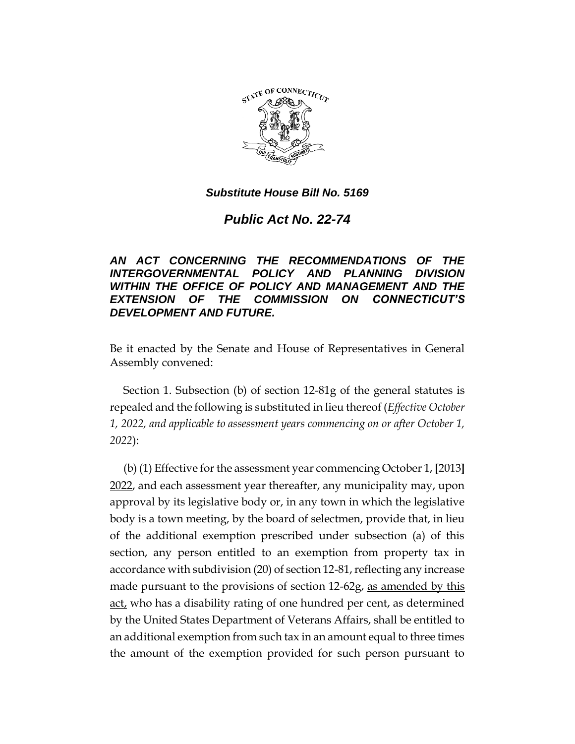***Substitute House Bill No. 5169***

# *Public Act No. 22-74*

## *AN ACT CONCERNING THE RECOMMENDATIONS OF THE INTERGOVERNMENTAL POLICY AND PLANNING DIVISION WITHIN THE OFFICE OF POLICY AND MANAGEMENT AND THE EXTENSION OF THE COMMISSION ON CONNECTICUT'S DEVELOPMENT AND FUTURE.*

Be it enacted by the Senate and House of Representatives in General Assembly convened:

Section 1. Subsection (b) of section 12-81g of the general statutes is repealed and the following is substituted in lieu thereof (*Effective October 1, 2022, and applicable to assessment years commencing on or after October 1, 2022*):

(b) (1) Effective for the assessment year commencing October 1, **[**2013**]** <u>2022</u>, and each assessment year thereafter, any municipality may, upon approval by its legislative body or, in any town in which the legislative body is a town meeting, by the board of selectmen, provide that, in lieu of the additional exemption prescribed under subsection (a) of this section, any person entitled to an exemption from property tax in accordance with subdivision (20) of section 12-81, reflecting any increase made pursuant to the provisions of section 12-62g, <u>as amended by this act,</u> who has a disability rating of one hundred per cent, as determined by the United States Department of Veterans Affairs, shall be entitled to an additional exemption from such tax in an amount equal to three times the amount of the exemption provided for such person pursuant to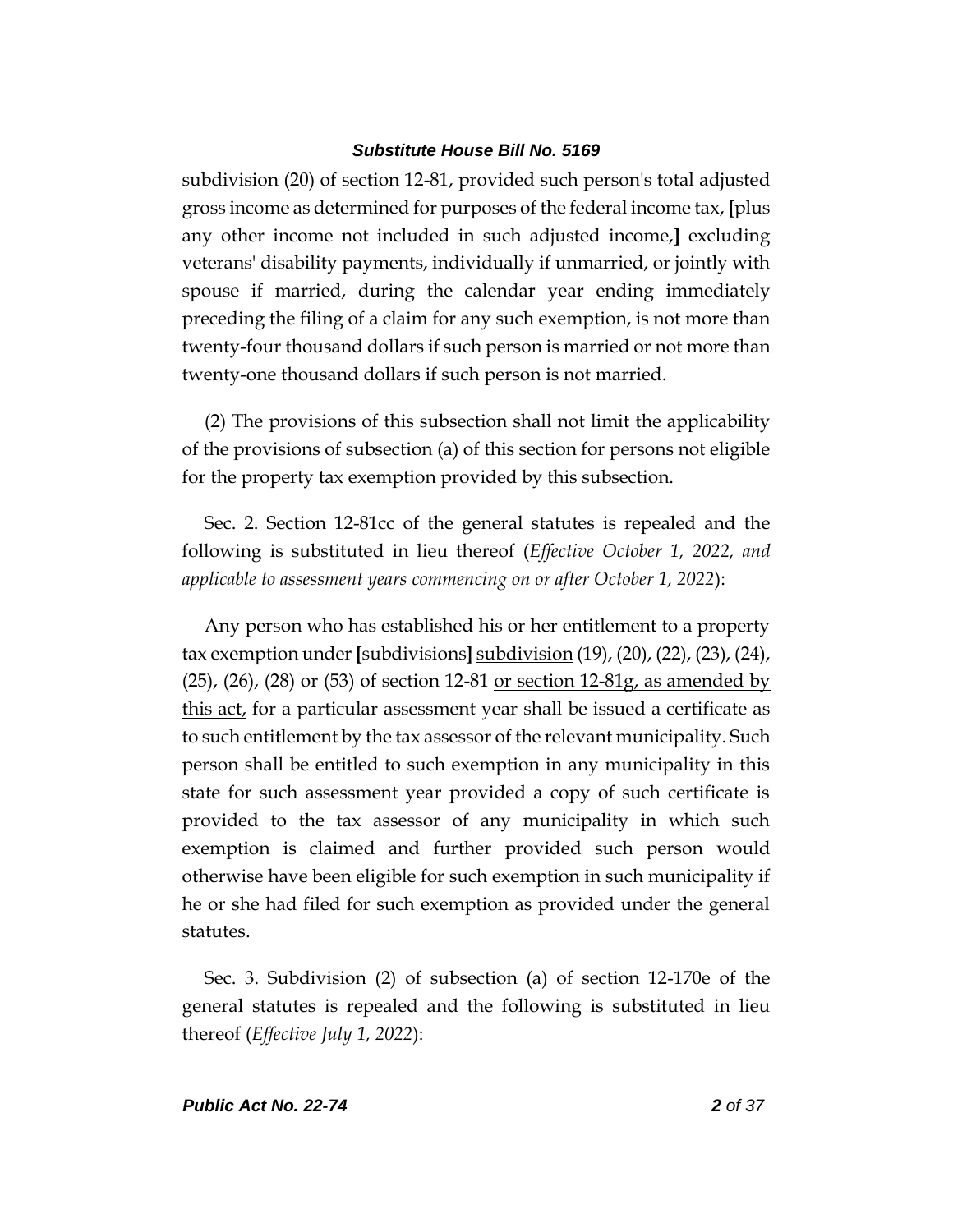subdivision (20) of section 12-81, provided such person's total adjusted gross income as determined for purposes of the federal income tax, [plus any other income not included in such adjusted income,] excluding veterans' disability payments, individually if unmarried, or jointly with spouse if married, during the calendar year ending immediately preceding the filing of a claim for any such exemption, is not more than twenty-four thousand dollars if such person is married or not more than twenty-one thousand dollars if such person is not married.

(2) The provisions of this subsection shall not limit the applicability of the provisions of subsection (a) of this section for persons not eligible for the property tax exemption provided by this subsection.

Sec. 2. Section 12-81cc of the general statutes is repealed and the following is substituted in lieu thereof (*Effective October 1, 2022, and applicable to assessment years commencing on or after October 1, 2022*):

Any person who has established his or her entitlement to a property tax exemption under [subdivisions] <u>subdivision</u> (19), (20), (22), (23), (24), (25), (26), (28) or (53) of section 12-81 <u>or section 12-81g, as amended by this act,</u> for a particular assessment year shall be issued a certificate as to such entitlement by the tax assessor of the relevant municipality. Such person shall be entitled to such exemption in any municipality in this state for such assessment year provided a copy of such certificate is provided to the tax assessor of any municipality in which such exemption is claimed and further provided such person would otherwise have been eligible for such exemption in such municipality if he or she had filed for such exemption as provided under the general statutes.

Sec. 3. Subdivision (2) of subsection (a) of section 12-170e of the general statutes is repealed and the following is substituted in lieu thereof (*Effective July 1, 2022*):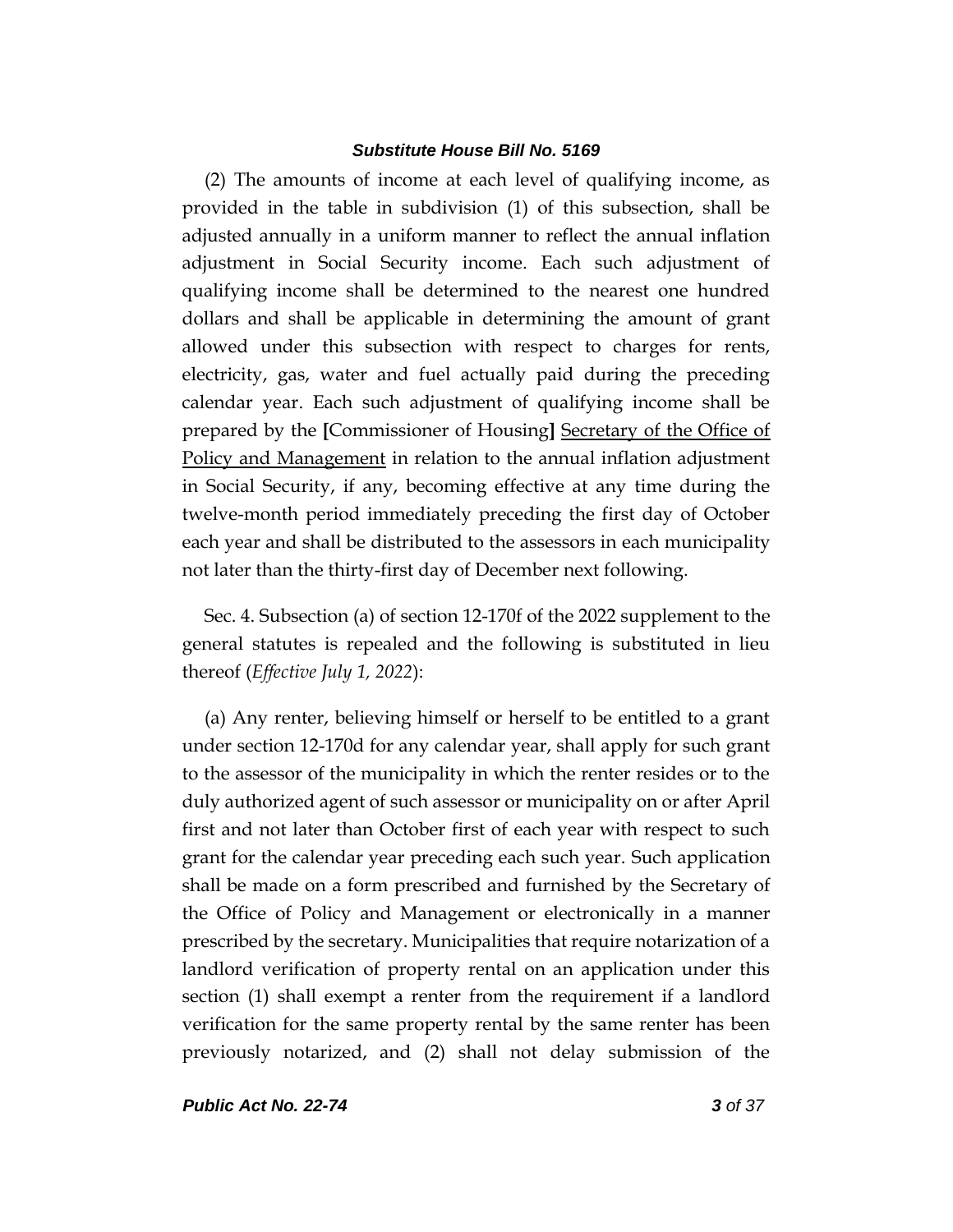(2) The amounts of income at each level of qualifying income, as provided in the table in subdivision (1) of this subsection, shall be adjusted annually in a uniform manner to reflect the annual inflation adjustment in Social Security income. Each such adjustment of qualifying income shall be determined to the nearest one hundred dollars and shall be applicable in determining the amount of grant allowed under this subsection with respect to charges for rents, electricity, gas, water and fuel actually paid during the preceding calendar year. Each such adjustment of qualifying income shall be prepared by the **[**Commissioner of Housing**]** <u>Secretary of the Office of Policy and Management</u> in relation to the annual inflation adjustment in Social Security, if any, becoming effective at any time during the twelve-month period immediately preceding the first day of October each year and shall be distributed to the assessors in each municipality not later than the thirty-first day of December next following.

Sec. 4. Subsection (a) of section 12-170f of the 2022 supplement to the general statutes is repealed and the following is substituted in lieu thereof (*Effective July 1, 2022*):

(a) Any renter, believing himself or herself to be entitled to a grant under section 12-170d for any calendar year, shall apply for such grant to the assessor of the municipality in which the renter resides or to the duly authorized agent of such assessor or municipality on or after April first and not later than October first of each year with respect to such grant for the calendar year preceding each such year. Such application shall be made on a form prescribed and furnished by the Secretary of the Office of Policy and Management or electronically in a manner prescribed by the secretary. Municipalities that require notarization of a landlord verification of property rental on an application under this section (1) shall exempt a renter from the requirement if a landlord verification for the same property rental by the same renter has been previously notarized, and (2) shall not delay submission of the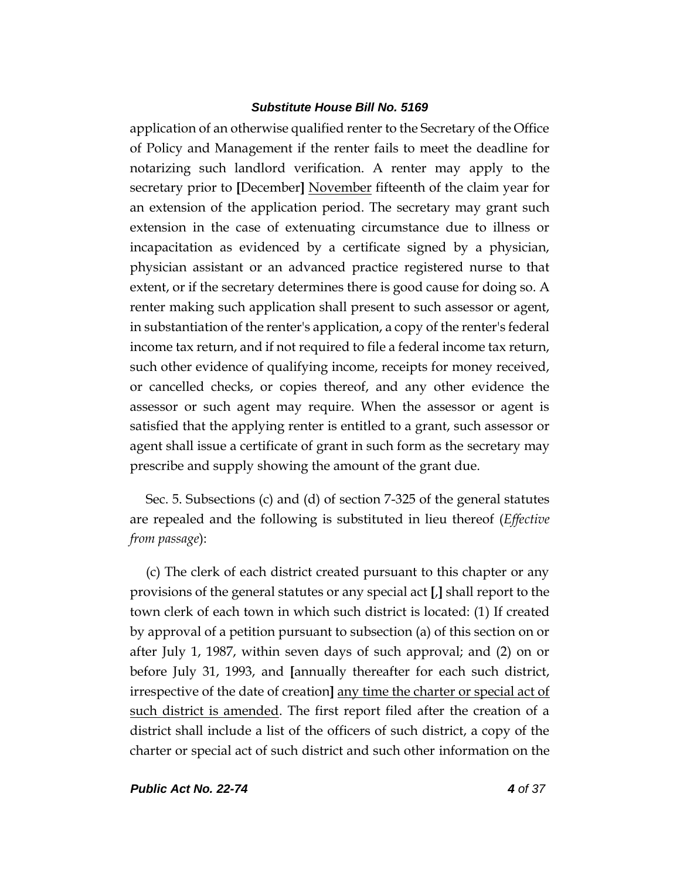application of an otherwise qualified renter to the Secretary of the Office of Policy and Management if the renter fails to meet the deadline for notarizing such landlord verification. A renter may apply to the secretary prior to [December] <u>November</u> fifteenth of the claim year for an extension of the application period. The secretary may grant such extension in the case of extenuating circumstance due to illness or incapacitation as evidenced by a certificate signed by a physician, physician assistant or an advanced practice registered nurse to that extent, or if the secretary determines there is good cause for doing so. A renter making such application shall present to such assessor or agent, in substantiation of the renter's application, a copy of the renter's federal income tax return, and if not required to file a federal income tax return, such other evidence of qualifying income, receipts for money received, or cancelled checks, or copies thereof, and any other evidence the assessor or such agent may require. When the assessor or agent is satisfied that the applying renter is entitled to a grant, such assessor or agent shall issue a certificate of grant in such form as the secretary may prescribe and supply showing the amount of the grant due.

Sec. 5. Subsections (c) and (d) of section 7-325 of the general statutes are repealed and the following is substituted in lieu thereof (*Effective from passage*):

(c) The clerk of each district created pursuant to this chapter or any provisions of the general statutes or any special act [,] shall report to the town clerk of each town in which such district is located: (1) If created by approval of a petition pursuant to subsection (a) of this section on or after July 1, 1987, within seven days of such approval; and (2) on or before July 31, 1993, and [annually thereafter for each such district, irrespective of the date of creation] <u>any time the charter or special act of such district is amended</u>. The first report filed after the creation of a district shall include a list of the officers of such district, a copy of the charter or special act of such district and such other information on the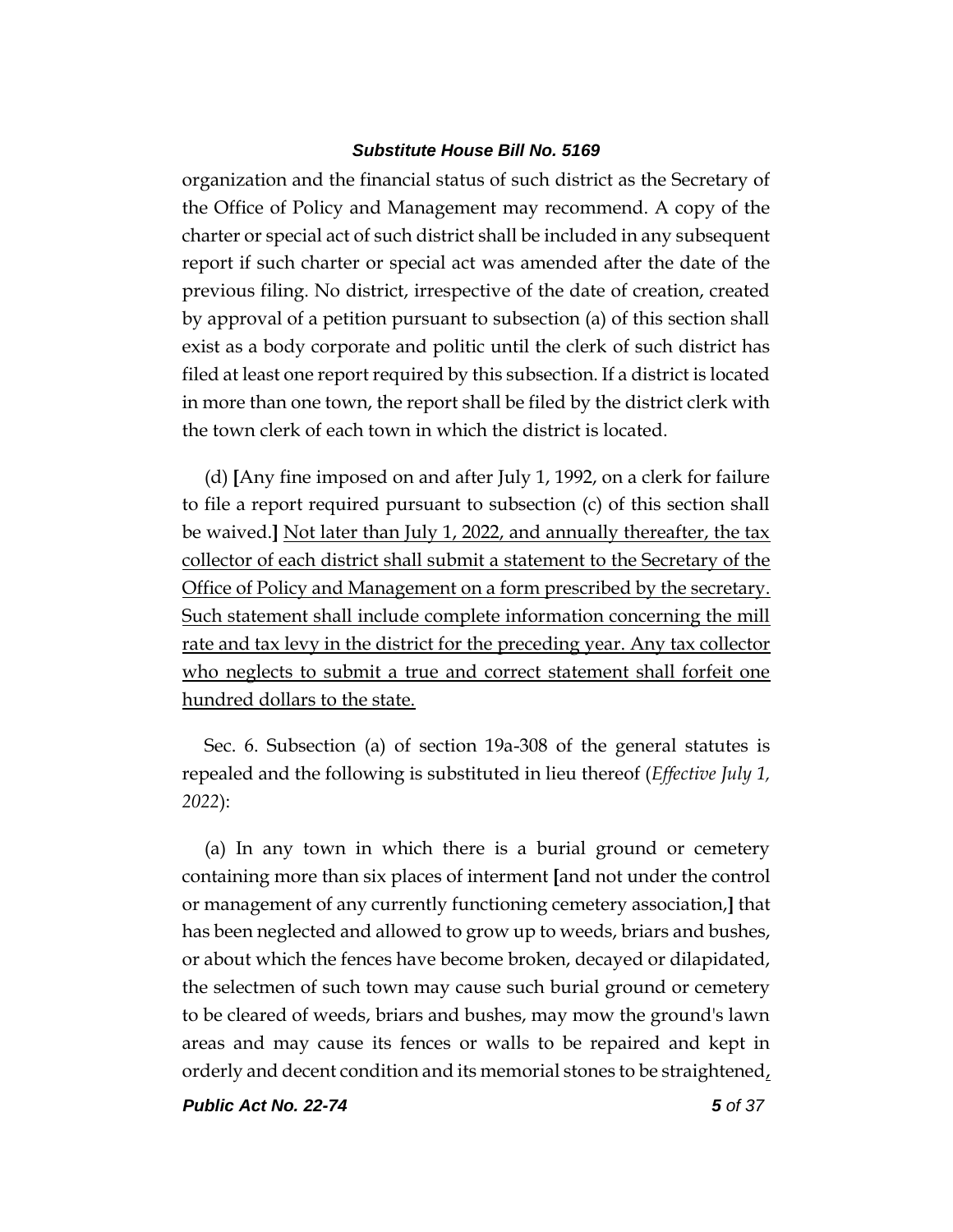organization and the financial status of such district as the Secretary of the Office of Policy and Management may recommend. A copy of the charter or special act of such district shall be included in any subsequent report if such charter or special act was amended after the date of the previous filing. No district, irrespective of the date of creation, created by approval of a petition pursuant to subsection (a) of this section shall exist as a body corporate and politic until the clerk of such district has filed at least one report required by this subsection. If a district is located in more than one town, the report shall be filed by the district clerk with the town clerk of each town in which the district is located.

(d) **[**Any fine imposed on and after July 1, 1992, on a clerk for failure to file a report required pursuant to subsection (c) of this section shall be waived.**]** <u>Not later than July 1, 2022, and annually thereafter, the tax collector of each district shall submit a statement to the Secretary of the Office of Policy and Management on a form prescribed by the secretary. Such statement shall include complete information concerning the mill rate and tax levy in the district for the preceding year. Any tax collector who neglects to submit a true and correct statement shall forfeit one hundred dollars to the state.</u>

Sec. 6. Subsection (a) of section 19a-308 of the general statutes is repealed and the following is substituted in lieu thereof (*Effective July 1, 2022*):

(a) In any town in which there is a burial ground or cemetery containing more than six places of interment **[**and not under the control or management of any currently functioning cemetery association,**]** that has been neglected and allowed to grow up to weeds, briars and bushes, or about which the fences have become broken, decayed or dilapidated, the selectmen of such town may cause such burial ground or cemetery to be cleared of weeds, briars and bushes, may mow the ground's lawn areas and may cause its fences or walls to be repaired and kept in orderly and decent condition and its memorial stones to be straightened<u>,</u>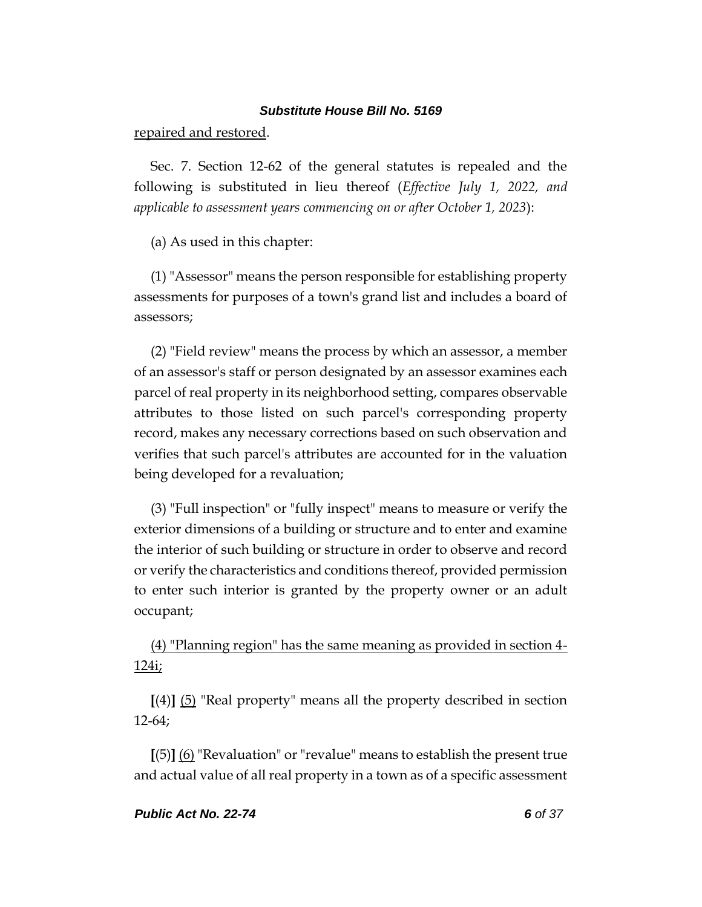<u>repaired and restored</u>.

Sec. 7. Section 12-62 of the general statutes is repealed and the following is substituted in lieu thereof (*Effective July 1, 2022, and applicable to assessment years commencing on or after October 1, 2023*):

(a) As used in this chapter:

(1) "Assessor" means the person responsible for establishing property assessments for purposes of a town's grand list and includes a board of assessors;

(2) "Field review" means the process by which an assessor, a member of an assessor's staff or person designated by an assessor examines each parcel of real property in its neighborhood setting, compares observable attributes to those listed on such parcel's corresponding property record, makes any necessary corrections based on such observation and verifies that such parcel's attributes are accounted for in the valuation being developed for a revaluation;

(3) "Full inspection" or "fully inspect" means to measure or verify the exterior dimensions of a building or structure and to enter and examine the interior of such building or structure in order to observe and record or verify the characteristics and conditions thereof, provided permission to enter such interior is granted by the property owner or an adult occupant;

<u>(4) "Planning region" has the same meaning as provided in section 4-124i;</u>

**[**(4)**]** <u>(5)</u> "Real property" means all the property described in section 12-64;

**[**(5)**]** <u>(6)</u> "Revaluation" or "revalue" means to establish the present true and actual value of all real property in a town as of a specific assessment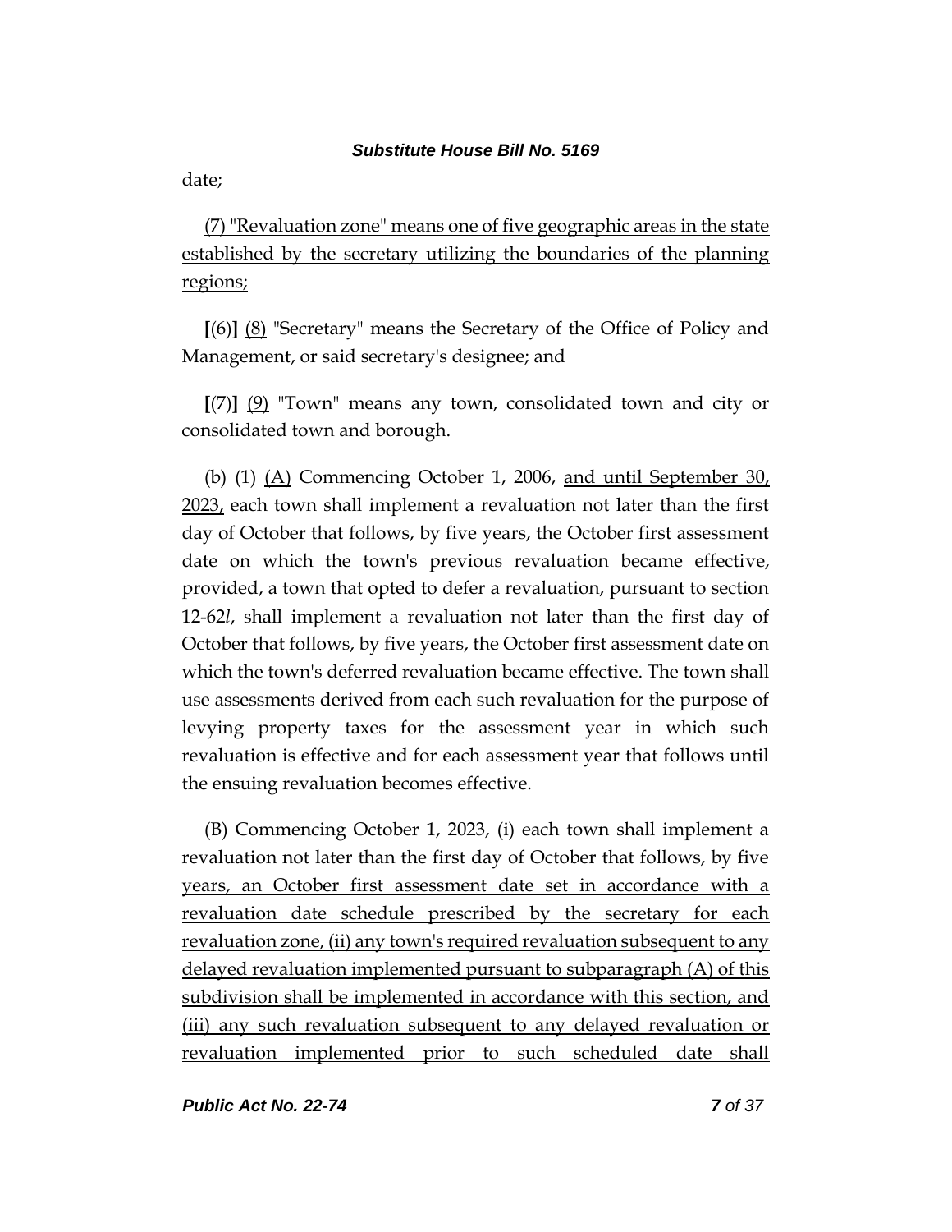date;

<u>(7) "Revaluation zone" means one of five geographic areas in the state established by the secretary utilizing the boundaries of the planning regions;</u>

**[**(6)**]** <u>(8)</u> "Secretary" means the Secretary of the Office of Policy and Management, or said secretary's designee; and

**[**(7)**]** <u>(9)</u> "Town" means any town, consolidated town and city or consolidated town and borough.

(b) (1) <u>(A)</u> Commencing October 1, 2006, <u>and until September 30, 2023,</u> each town shall implement a revaluation not later than the first day of October that follows, by five years, the October first assessment date on which the town's previous revaluation became effective, provided, a town that opted to defer a revaluation, pursuant to section 12-62*l*, shall implement a revaluation not later than the first day of October that follows, by five years, the October first assessment date on which the town's deferred revaluation became effective. The town shall use assessments derived from each such revaluation for the purpose of levying property taxes for the assessment year in which such revaluation is effective and for each assessment year that follows until the ensuing revaluation becomes effective.

<u>(B) Commencing October 1, 2023, (i) each town shall implement a revaluation not later than the first day of October that follows, by five years, an October first assessment date set in accordance with a revaluation date schedule prescribed by the secretary for each revaluation zone, (ii) any town's required revaluation subsequent to any delayed revaluation implemented pursuant to subparagraph (A) of this subdivision shall be implemented in accordance with this section, and (iii) any such revaluation subsequent to any delayed revaluation or revaluation implemented prior to such scheduled date shall</u>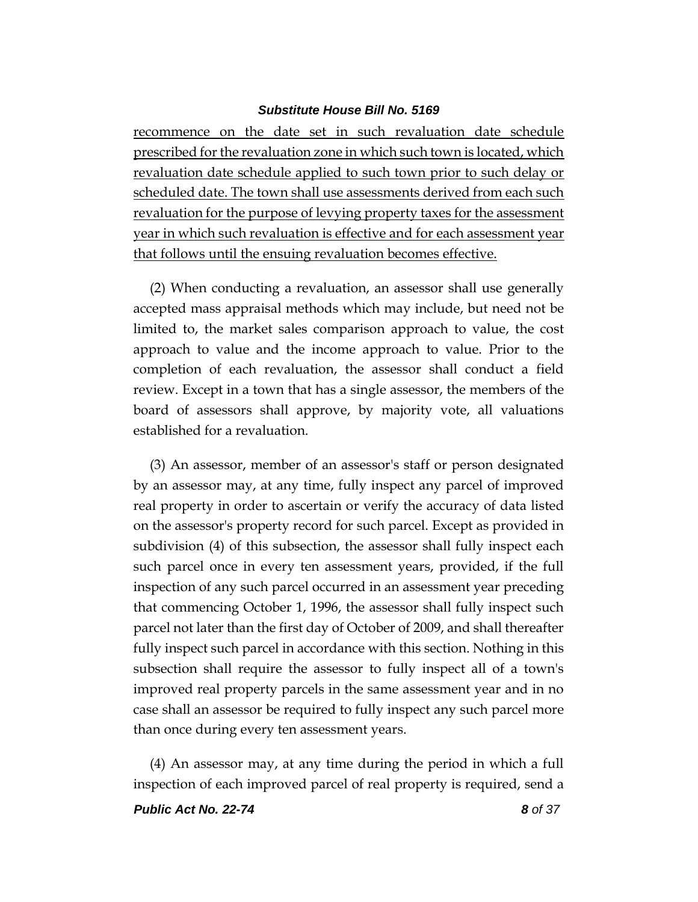recommence on the date set in such revaluation date schedule prescribed for the revaluation zone in which such town is located, which revaluation date schedule applied to such town prior to such delay or scheduled date. The town shall use assessments derived from each such revaluation for the purpose of levying property taxes for the assessment year in which such revaluation is effective and for each assessment year that follows until the ensuing revaluation becomes effective.

(2) When conducting a revaluation, an assessor shall use generally accepted mass appraisal methods which may include, but need not be limited to, the market sales comparison approach to value, the cost approach to value and the income approach to value. Prior to the completion of each revaluation, the assessor shall conduct a field review. Except in a town that has a single assessor, the members of the board of assessors shall approve, by majority vote, all valuations established for a revaluation.

(3) An assessor, member of an assessor's staff or person designated by an assessor may, at any time, fully inspect any parcel of improved real property in order to ascertain or verify the accuracy of data listed on the assessor's property record for such parcel. Except as provided in subdivision (4) of this subsection, the assessor shall fully inspect each such parcel once in every ten assessment years, provided, if the full inspection of any such parcel occurred in an assessment year preceding that commencing October 1, 1996, the assessor shall fully inspect such parcel not later than the first day of October of 2009, and shall thereafter fully inspect such parcel in accordance with this section. Nothing in this subsection shall require the assessor to fully inspect all of a town's improved real property parcels in the same assessment year and in no case shall an assessor be required to fully inspect any such parcel more than once during every ten assessment years.

(4) An assessor may, at any time during the period in which a full inspection of each improved parcel of real property is required, send a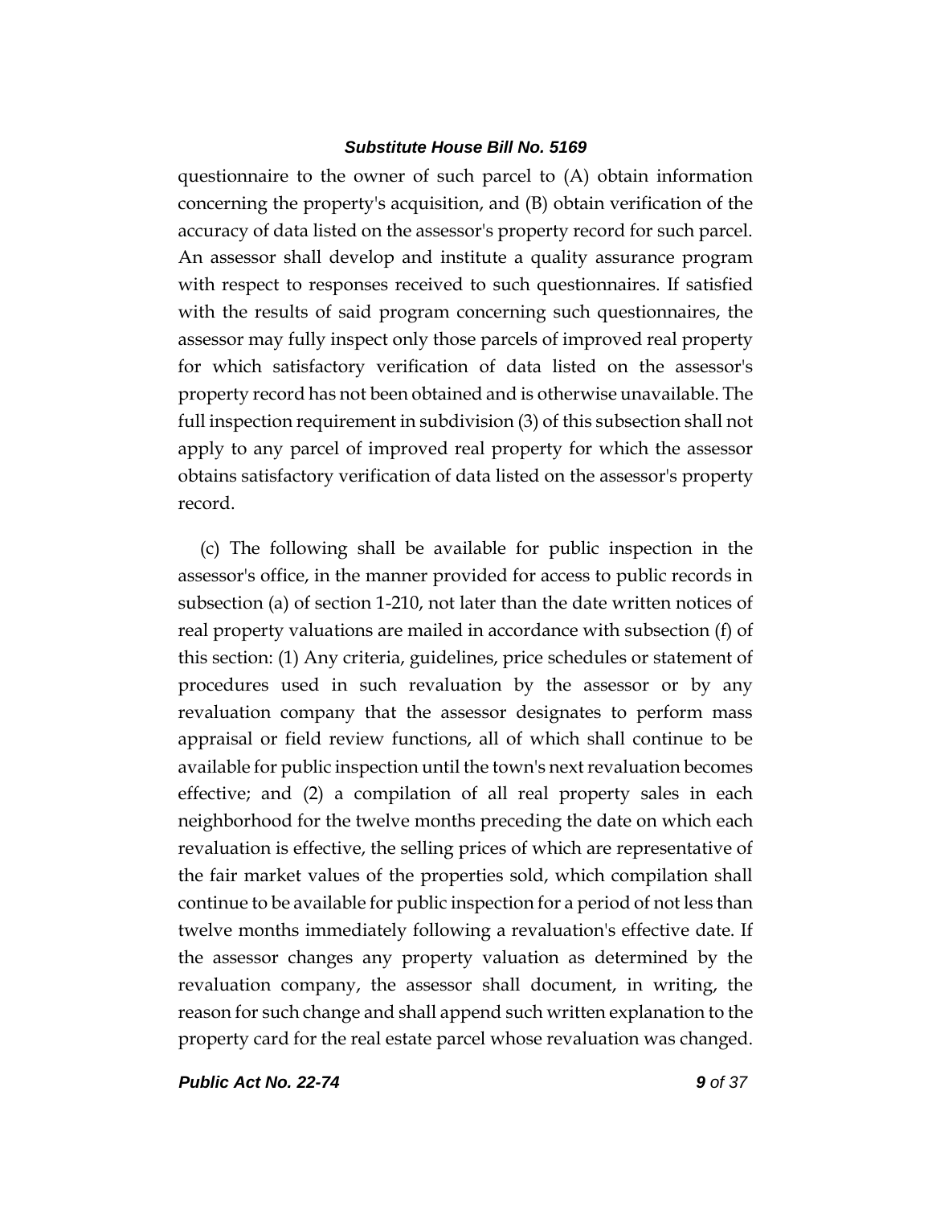questionnaire to the owner of such parcel to (A) obtain information concerning the property's acquisition, and (B) obtain verification of the accuracy of data listed on the assessor's property record for such parcel. An assessor shall develop and institute a quality assurance program with respect to responses received to such questionnaires. If satisfied with the results of said program concerning such questionnaires, the assessor may fully inspect only those parcels of improved real property for which satisfactory verification of data listed on the assessor's property record has not been obtained and is otherwise unavailable. The full inspection requirement in subdivision (3) of this subsection shall not apply to any parcel of improved real property for which the assessor obtains satisfactory verification of data listed on the assessor's property record.

(c) The following shall be available for public inspection in the assessor's office, in the manner provided for access to public records in subsection (a) of section 1-210, not later than the date written notices of real property valuations are mailed in accordance with subsection (f) of this section: (1) Any criteria, guidelines, price schedules or statement of procedures used in such revaluation by the assessor or by any revaluation company that the assessor designates to perform mass appraisal or field review functions, all of which shall continue to be available for public inspection until the town's next revaluation becomes effective; and (2) a compilation of all real property sales in each neighborhood for the twelve months preceding the date on which each revaluation is effective, the selling prices of which are representative of the fair market values of the properties sold, which compilation shall continue to be available for public inspection for a period of not less than twelve months immediately following a revaluation's effective date. If the assessor changes any property valuation as determined by the revaluation company, the assessor shall document, in writing, the reason for such change and shall append such written explanation to the property card for the real estate parcel whose revaluation was changed.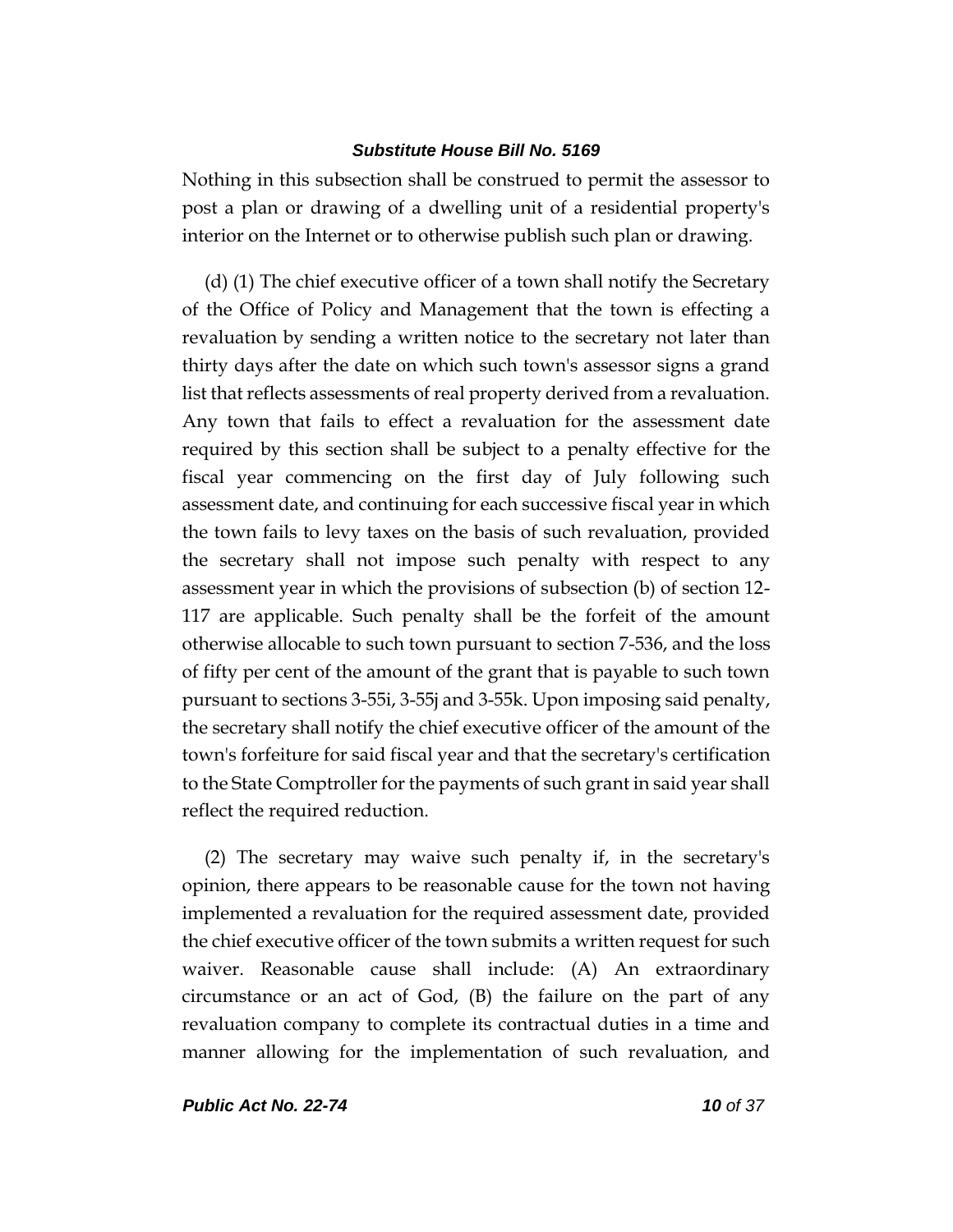Nothing in this subsection shall be construed to permit the assessor to post a plan or drawing of a dwelling unit of a residential property's interior on the Internet or to otherwise publish such plan or drawing.

(d) (1) The chief executive officer of a town shall notify the Secretary of the Office of Policy and Management that the town is effecting a revaluation by sending a written notice to the secretary not later than thirty days after the date on which such town's assessor signs a grand list that reflects assessments of real property derived from a revaluation. Any town that fails to effect a revaluation for the assessment date required by this section shall be subject to a penalty effective for the fiscal year commencing on the first day of July following such assessment date, and continuing for each successive fiscal year in which the town fails to levy taxes on the basis of such revaluation, provided the secretary shall not impose such penalty with respect to any assessment year in which the provisions of subsection (b) of section 12-117 are applicable. Such penalty shall be the forfeit of the amount otherwise allocable to such town pursuant to section 7-536, and the loss of fifty per cent of the amount of the grant that is payable to such town pursuant to sections 3-55i, 3-55j and 3-55k. Upon imposing said penalty, the secretary shall notify the chief executive officer of the amount of the town's forfeiture for said fiscal year and that the secretary's certification to the State Comptroller for the payments of such grant in said year shall reflect the required reduction.

(2) The secretary may waive such penalty if, in the secretary's opinion, there appears to be reasonable cause for the town not having implemented a revaluation for the required assessment date, provided the chief executive officer of the town submits a written request for such waiver. Reasonable cause shall include: (A) An extraordinary circumstance or an act of God, (B) the failure on the part of any revaluation company to complete its contractual duties in a time and manner allowing for the implementation of such revaluation, and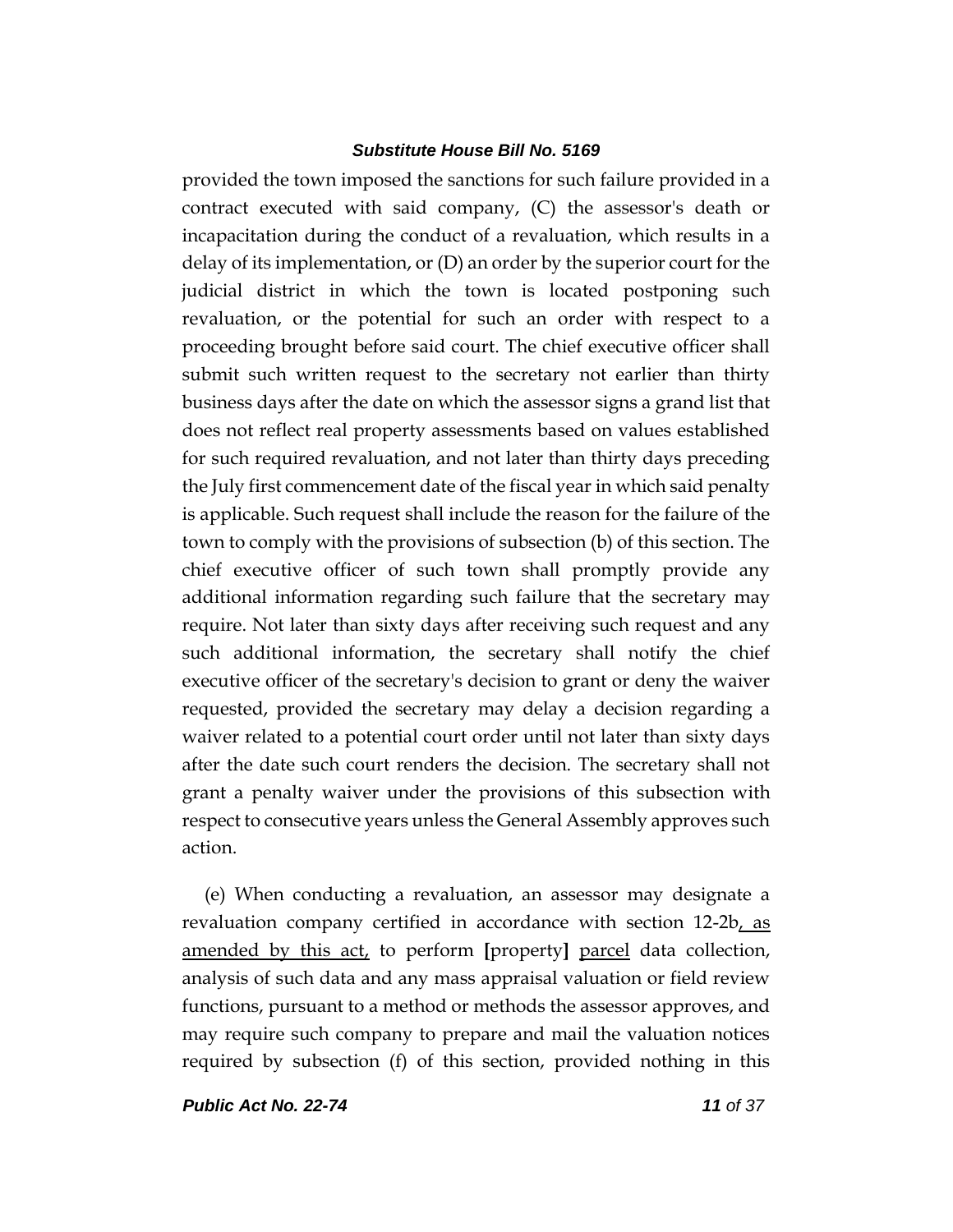provided the town imposed the sanctions for such failure provided in a contract executed with said company, (C) the assessor's death or incapacitation during the conduct of a revaluation, which results in a delay of its implementation, or (D) an order by the superior court for the judicial district in which the town is located postponing such revaluation, or the potential for such an order with respect to a proceeding brought before said court. The chief executive officer shall submit such written request to the secretary not earlier than thirty business days after the date on which the assessor signs a grand list that does not reflect real property assessments based on values established for such required revaluation, and not later than thirty days preceding the July first commencement date of the fiscal year in which said penalty is applicable. Such request shall include the reason for the failure of the town to comply with the provisions of subsection (b) of this section. The chief executive officer of such town shall promptly provide any additional information regarding such failure that the secretary may require. Not later than sixty days after receiving such request and any such additional information, the secretary shall notify the chief executive officer of the secretary's decision to grant or deny the waiver requested, provided the secretary may delay a decision regarding a waiver related to a potential court order until not later than sixty days after the date such court renders the decision. The secretary shall not grant a penalty waiver under the provisions of this subsection with respect to consecutive years unless the General Assembly approves such action.

(e) When conducting a revaluation, an assessor may designate a revaluation company certified in accordance with section 12-2b<u>, as amended by this act,</u> to perform **[**property**]** <u>parcel</u> data collection, analysis of such data and any mass appraisal valuation or field review functions, pursuant to a method or methods the assessor approves, and may require such company to prepare and mail the valuation notices required by subsection (f) of this section, provided nothing in this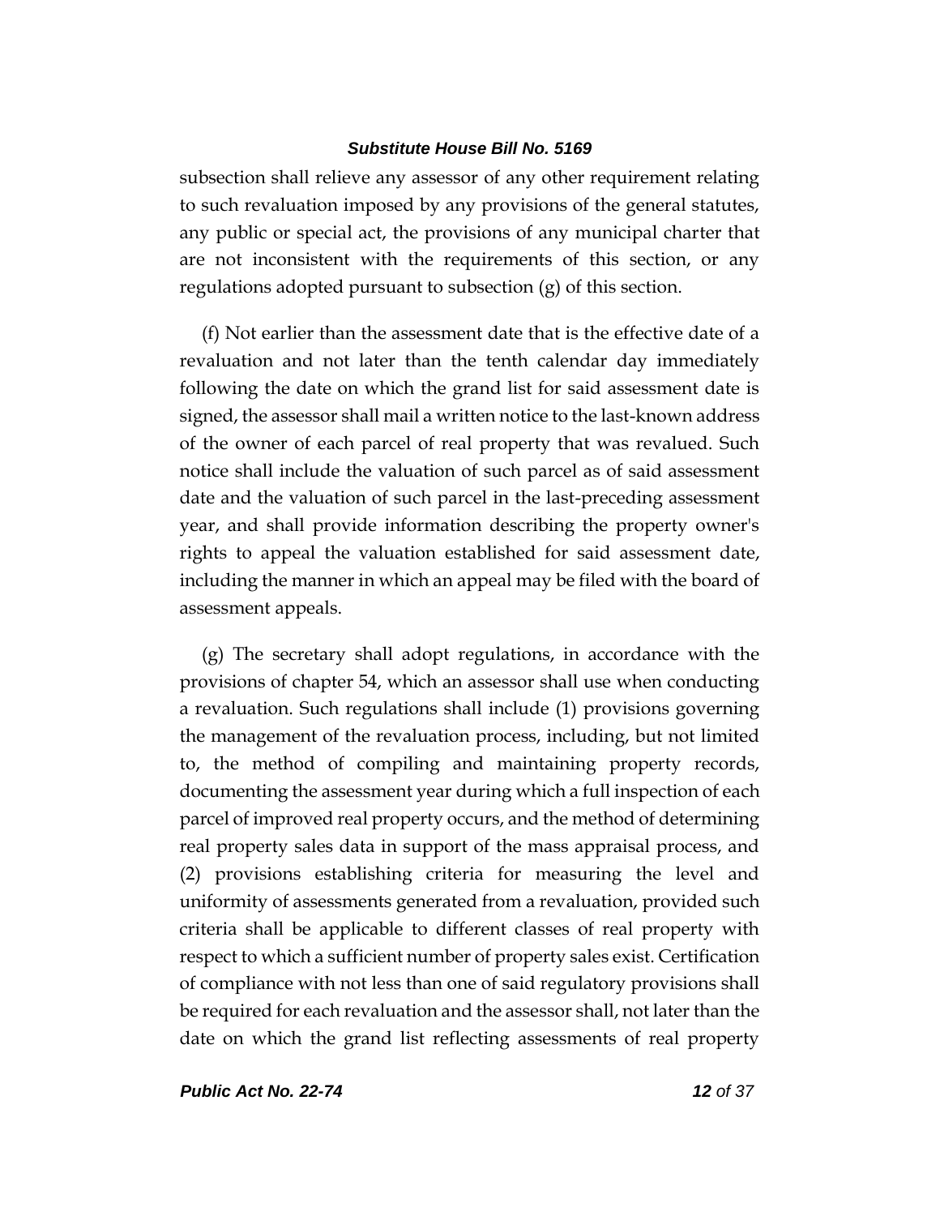subsection shall relieve any assessor of any other requirement relating to such revaluation imposed by any provisions of the general statutes, any public or special act, the provisions of any municipal charter that are not inconsistent with the requirements of this section, or any regulations adopted pursuant to subsection (g) of this section.

(f) Not earlier than the assessment date that is the effective date of a revaluation and not later than the tenth calendar day immediately following the date on which the grand list for said assessment date is signed, the assessor shall mail a written notice to the last-known address of the owner of each parcel of real property that was revalued. Such notice shall include the valuation of such parcel as of said assessment date and the valuation of such parcel in the last-preceding assessment year, and shall provide information describing the property owner's rights to appeal the valuation established for said assessment date, including the manner in which an appeal may be filed with the board of assessment appeals.

(g) The secretary shall adopt regulations, in accordance with the provisions of chapter 54, which an assessor shall use when conducting a revaluation. Such regulations shall include (1) provisions governing the management of the revaluation process, including, but not limited to, the method of compiling and maintaining property records, documenting the assessment year during which a full inspection of each parcel of improved real property occurs, and the method of determining real property sales data in support of the mass appraisal process, and (2) provisions establishing criteria for measuring the level and uniformity of assessments generated from a revaluation, provided such criteria shall be applicable to different classes of real property with respect to which a sufficient number of property sales exist. Certification of compliance with not less than one of said regulatory provisions shall be required for each revaluation and the assessor shall, not later than the date on which the grand list reflecting assessments of real property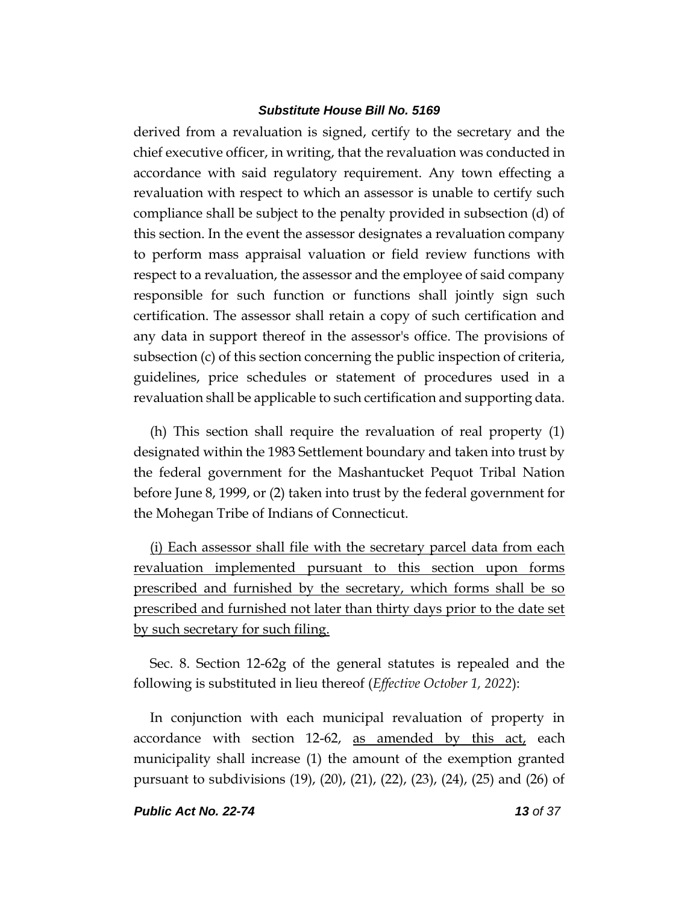derived from a revaluation is signed, certify to the secretary and the chief executive officer, in writing, that the revaluation was conducted in accordance with said regulatory requirement. Any town effecting a revaluation with respect to which an assessor is unable to certify such compliance shall be subject to the penalty provided in subsection (d) of this section. In the event the assessor designates a revaluation company to perform mass appraisal valuation or field review functions with respect to a revaluation, the assessor and the employee of said company responsible for such function or functions shall jointly sign such certification. The assessor shall retain a copy of such certification and any data in support thereof in the assessor's office. The provisions of subsection (c) of this section concerning the public inspection of criteria, guidelines, price schedules or statement of procedures used in a revaluation shall be applicable to such certification and supporting data.

(h) This section shall require the revaluation of real property (1) designated within the 1983 Settlement boundary and taken into trust by the federal government for the Mashantucket Pequot Tribal Nation before June 8, 1999, or (2) taken into trust by the federal government for the Mohegan Tribe of Indians of Connecticut.

<u>(i) Each assessor shall file with the secretary parcel data from each revaluation implemented pursuant to this section upon forms prescribed and furnished by the secretary, which forms shall be so prescribed and furnished not later than thirty days prior to the date set by such secretary for such filing.</u>

Sec. 8. Section 12-62g of the general statutes is repealed and the following is substituted in lieu thereof (*Effective October 1, 2022*):

In conjunction with each municipal revaluation of property in accordance with section 12-62, <u>as amended by this act,</u> each municipality shall increase (1) the amount of the exemption granted pursuant to subdivisions (19), (20), (21), (22), (23), (24), (25) and (26) of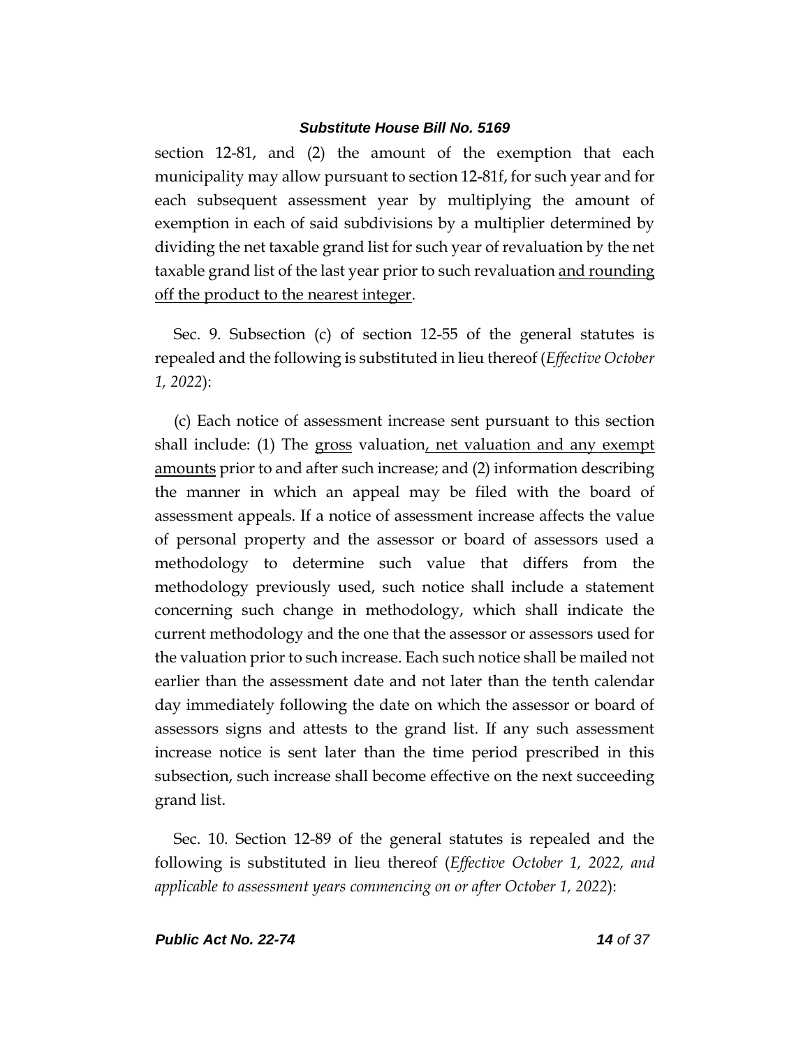section 12-81, and (2) the amount of the exemption that each municipality may allow pursuant to section 12-81f, for such year and for each subsequent assessment year by multiplying the amount of exemption in each of said subdivisions by a multiplier determined by dividing the net taxable grand list for such year of revaluation by the net taxable grand list of the last year prior to such revaluation <u>and rounding off the product to the nearest integer</u>.

Sec. 9. Subsection (c) of section 12-55 of the general statutes is repealed and the following is substituted in lieu thereof (*Effective October 1, 2022*):

(c) Each notice of assessment increase sent pursuant to this section shall include: (1) The <u>gross</u> valuation<u>, net valuation and any exempt amounts</u> prior to and after such increase; and (2) information describing the manner in which an appeal may be filed with the board of assessment appeals. If a notice of assessment increase affects the value of personal property and the assessor or board of assessors used a methodology to determine such value that differs from the methodology previously used, such notice shall include a statement concerning such change in methodology, which shall indicate the current methodology and the one that the assessor or assessors used for the valuation prior to such increase. Each such notice shall be mailed not earlier than the assessment date and not later than the tenth calendar day immediately following the date on which the assessor or board of assessors signs and attests to the grand list. If any such assessment increase notice is sent later than the time period prescribed in this subsection, such increase shall become effective on the next succeeding grand list.

Sec. 10. Section 12-89 of the general statutes is repealed and the following is substituted in lieu thereof (*Effective October 1, 2022, and applicable to assessment years commencing on or after October 1, 2022*):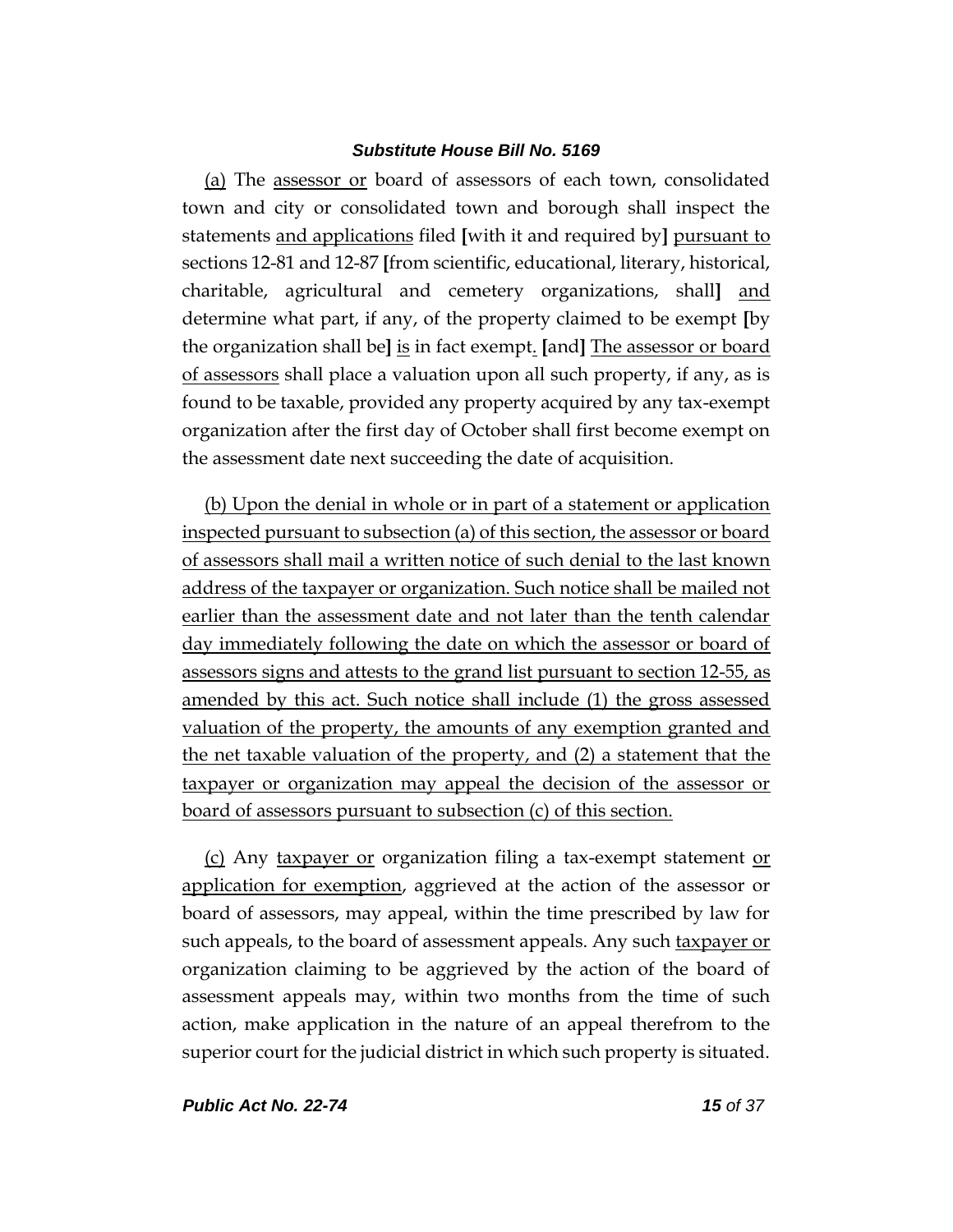(a) The assessor or board of assessors of each town, consolidated town and city or consolidated town and borough shall inspect the statements and applications filed [with it and required by] pursuant to sections 12-81 and 12-87 [from scientific, educational, literary, historical, charitable, agricultural and cemetery organizations, shall] and determine what part, if any, of the property claimed to be exempt [by the organization shall be] is in fact exempt. [and] The assessor or board of assessors shall place a valuation upon all such property, if any, as is found to be taxable, provided any property acquired by any tax-exempt organization after the first day of October shall first become exempt on the assessment date next succeeding the date of acquisition.

(b) Upon the denial in whole or in part of a statement or application inspected pursuant to subsection (a) of this section, the assessor or board of assessors shall mail a written notice of such denial to the last known address of the taxpayer or organization. Such notice shall be mailed not earlier than the assessment date and not later than the tenth calendar day immediately following the date on which the assessor or board of assessors signs and attests to the grand list pursuant to section 12-55, as amended by this act. Such notice shall include (1) the gross assessed valuation of the property, the amounts of any exemption granted and the net taxable valuation of the property, and (2) a statement that the taxpayer or organization may appeal the decision of the assessor or board of assessors pursuant to subsection (c) of this section.

(c) Any taxpayer or organization filing a tax-exempt statement or application for exemption, aggrieved at the action of the assessor or board of assessors, may appeal, within the time prescribed by law for such appeals, to the board of assessment appeals. Any such taxpayer or organization claiming to be aggrieved by the action of the board of assessment appeals may, within two months from the time of such action, make application in the nature of an appeal therefrom to the superior court for the judicial district in which such property is situated.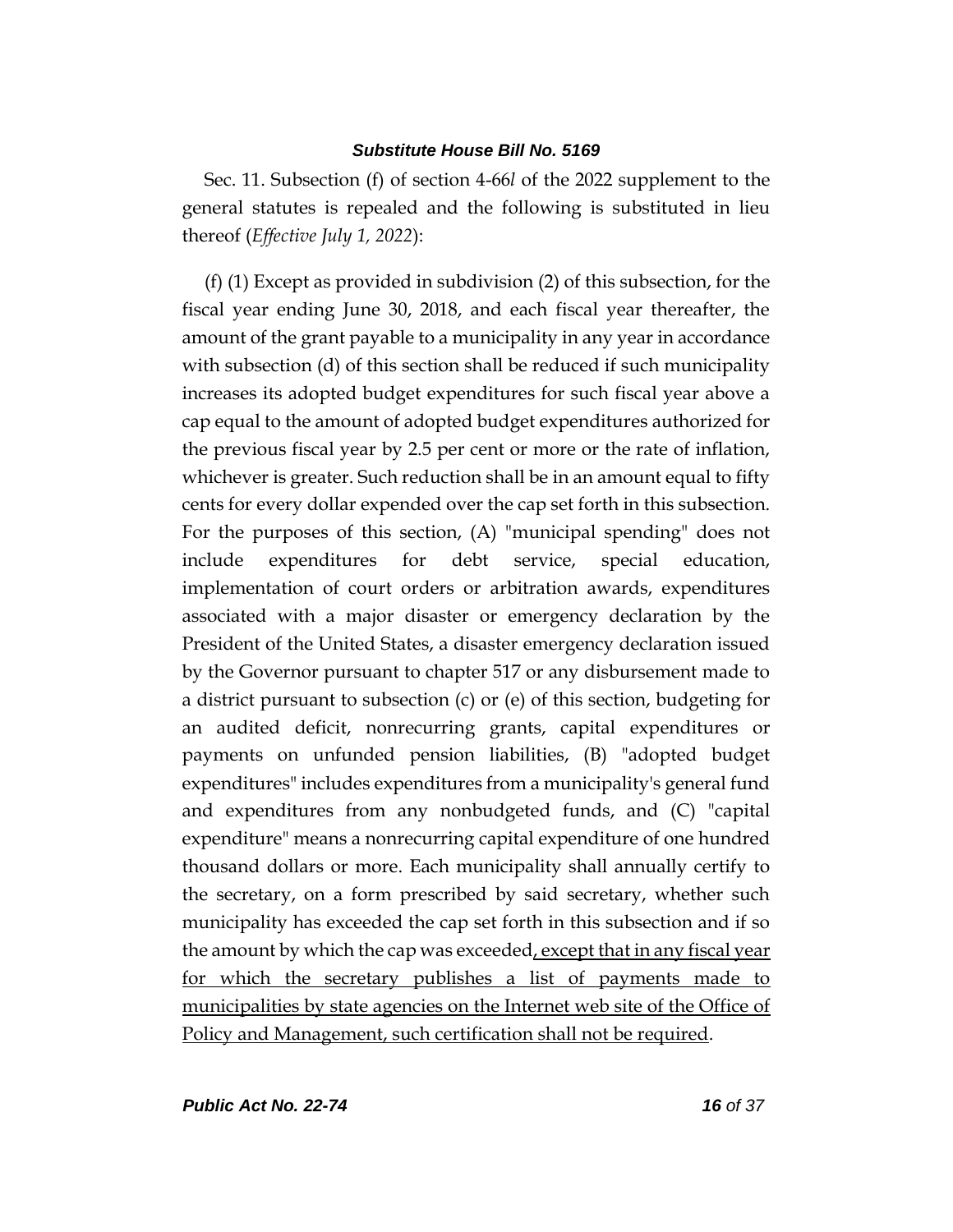Sec. 11. Subsection (f) of section 4-66*l* of the 2022 supplement to the general statutes is repealed and the following is substituted in lieu thereof (*Effective July 1, 2022*):

(f) (1) Except as provided in subdivision (2) of this subsection, for the fiscal year ending June 30, 2018, and each fiscal year thereafter, the amount of the grant payable to a municipality in any year in accordance with subsection (d) of this section shall be reduced if such municipality increases its adopted budget expenditures for such fiscal year above a cap equal to the amount of adopted budget expenditures authorized for the previous fiscal year by 2.5 per cent or more or the rate of inflation, whichever is greater. Such reduction shall be in an amount equal to fifty cents for every dollar expended over the cap set forth in this subsection. For the purposes of this section, (A) "municipal spending" does not include expenditures for debt service, special education, implementation of court orders or arbitration awards, expenditures associated with a major disaster or emergency declaration by the President of the United States, a disaster emergency declaration issued by the Governor pursuant to chapter 517 or any disbursement made to a district pursuant to subsection (c) or (e) of this section, budgeting for an audited deficit, nonrecurring grants, capital expenditures or payments on unfunded pension liabilities, (B) "adopted budget expenditures" includes expenditures from a municipality's general fund and expenditures from any nonbudgeted funds, and (C) "capital expenditure" means a nonrecurring capital expenditure of one hundred thousand dollars or more. Each municipality shall annually certify to the secretary, on a form prescribed by said secretary, whether such municipality has exceeded the cap set forth in this subsection and if so the amount by which the cap was exceeded<u>, except that in any fiscal year for which the secretary publishes a list of payments made to municipalities by state agencies on the Internet web site of the Office of Policy and Management, such certification shall not be required</u>.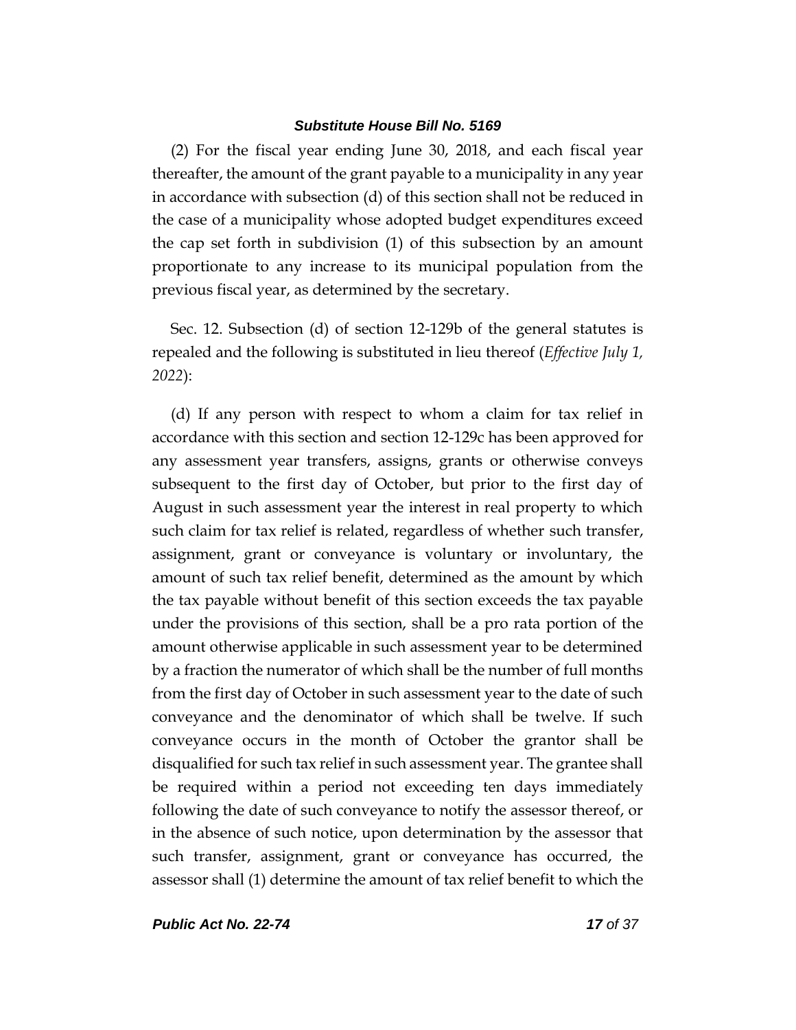(2) For the fiscal year ending June 30, 2018, and each fiscal year thereafter, the amount of the grant payable to a municipality in any year in accordance with subsection (d) of this section shall not be reduced in the case of a municipality whose adopted budget expenditures exceed the cap set forth in subdivision (1) of this subsection by an amount proportionate to any increase to its municipal population from the previous fiscal year, as determined by the secretary.

Sec. 12. Subsection (d) of section 12-129b of the general statutes is repealed and the following is substituted in lieu thereof (*Effective July 1, 2022*):

(d) If any person with respect to whom a claim for tax relief in accordance with this section and section 12-129c has been approved for any assessment year transfers, assigns, grants or otherwise conveys subsequent to the first day of October, but prior to the first day of August in such assessment year the interest in real property to which such claim for tax relief is related, regardless of whether such transfer, assignment, grant or conveyance is voluntary or involuntary, the amount of such tax relief benefit, determined as the amount by which the tax payable without benefit of this section exceeds the tax payable under the provisions of this section, shall be a pro rata portion of the amount otherwise applicable in such assessment year to be determined by a fraction the numerator of which shall be the number of full months from the first day of October in such assessment year to the date of such conveyance and the denominator of which shall be twelve. If such conveyance occurs in the month of October the grantor shall be disqualified for such tax relief in such assessment year. The grantee shall be required within a period not exceeding ten days immediately following the date of such conveyance to notify the assessor thereof, or in the absence of such notice, upon determination by the assessor that such transfer, assignment, grant or conveyance has occurred, the assessor shall (1) determine the amount of tax relief benefit to which the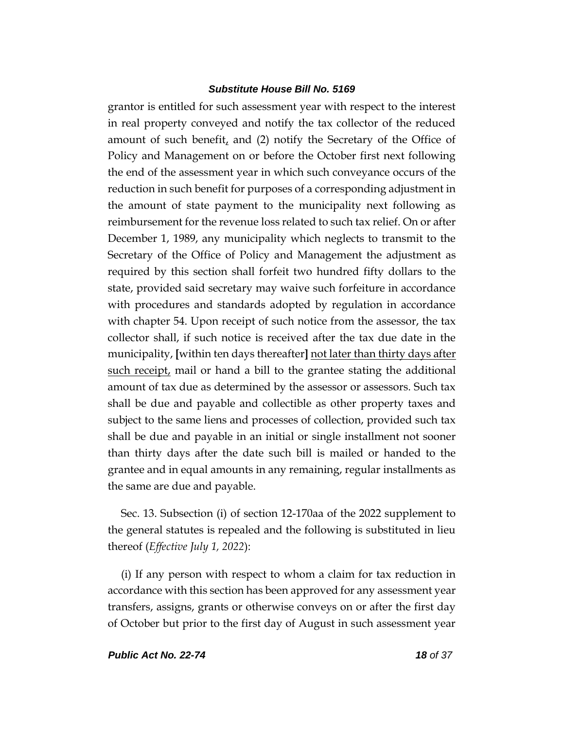grantor is entitled for such assessment year with respect to the interest in real property conveyed and notify the tax collector of the reduced amount of such benefit, and (2) notify the Secretary of the Office of Policy and Management on or before the October first next following the end of the assessment year in which such conveyance occurs of the reduction in such benefit for purposes of a corresponding adjustment in the amount of state payment to the municipality next following as reimbursement for the revenue loss related to such tax relief. On or after December 1, 1989, any municipality which neglects to transmit to the Secretary of the Office of Policy and Management the adjustment as required by this section shall forfeit two hundred fifty dollars to the state, provided said secretary may waive such forfeiture in accordance with procedures and standards adopted by regulation in accordance with chapter 54. Upon receipt of such notice from the assessor, the tax collector shall, if such notice is received after the tax due date in the municipality, **[**within ten days thereafter**]** <u>not later than thirty days after such receipt,</u> mail or hand a bill to the grantee stating the additional amount of tax due as determined by the assessor or assessors. Such tax shall be due and payable and collectible as other property taxes and subject to the same liens and processes of collection, provided such tax shall be due and payable in an initial or single installment not sooner than thirty days after the date such bill is mailed or handed to the grantee and in equal amounts in any remaining, regular installments as the same are due and payable.

Sec. 13. Subsection (i) of section 12-170aa of the 2022 supplement to the general statutes is repealed and the following is substituted in lieu thereof (*Effective July 1, 2022*):

(i) If any person with respect to whom a claim for tax reduction in accordance with this section has been approved for any assessment year transfers, assigns, grants or otherwise conveys on or after the first day of October but prior to the first day of August in such assessment year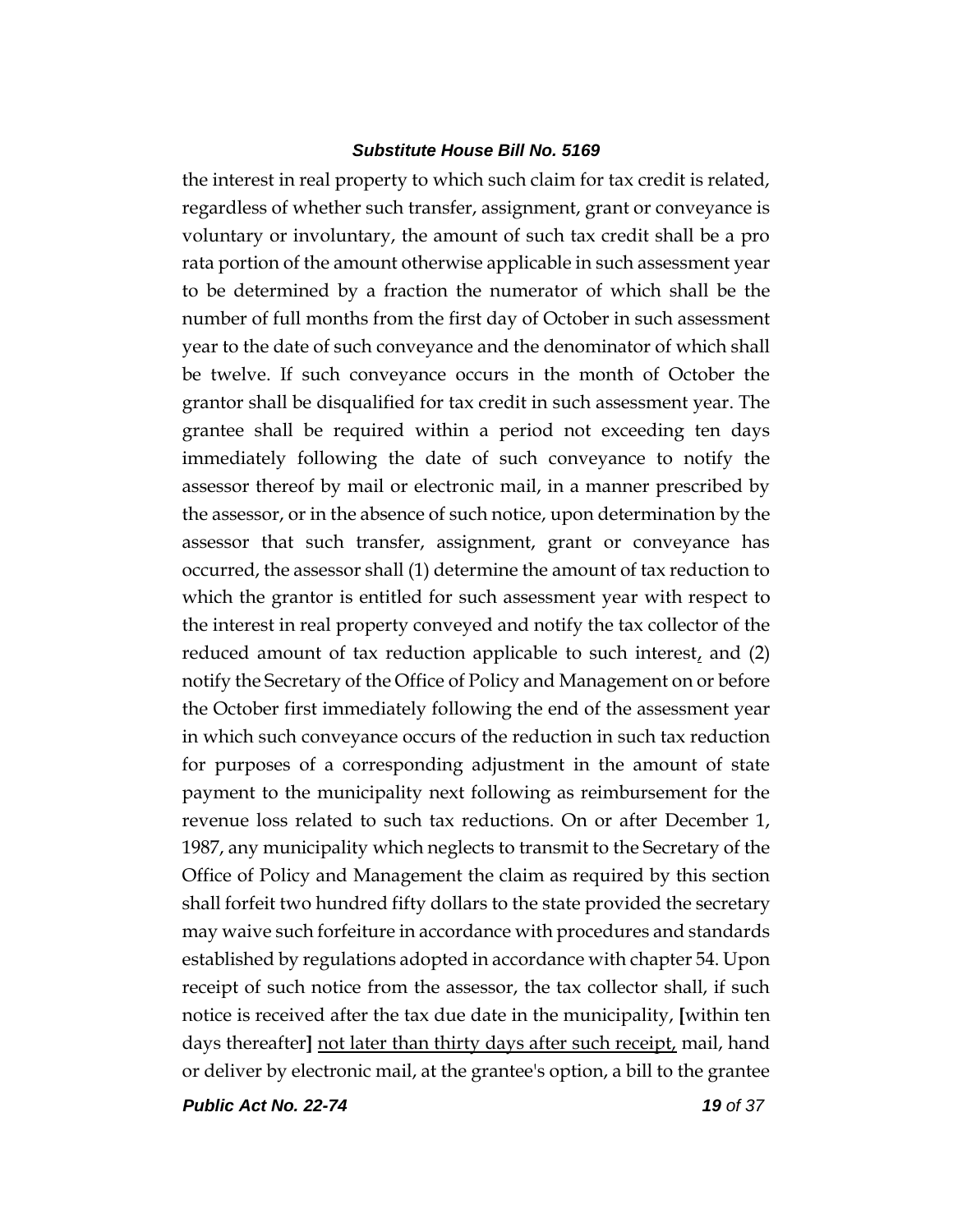the interest in real property to which such claim for tax credit is related, regardless of whether such transfer, assignment, grant or conveyance is voluntary or involuntary, the amount of such tax credit shall be a pro rata portion of the amount otherwise applicable in such assessment year to be determined by a fraction the numerator of which shall be the number of full months from the first day of October in such assessment year to the date of such conveyance and the denominator of which shall be twelve. If such conveyance occurs in the month of October the grantor shall be disqualified for tax credit in such assessment year. The grantee shall be required within a period not exceeding ten days immediately following the date of such conveyance to notify the assessor thereof by mail or electronic mail, in a manner prescribed by the assessor, or in the absence of such notice, upon determination by the assessor that such transfer, assignment, grant or conveyance has occurred, the assessor shall (1) determine the amount of tax reduction to which the grantor is entitled for such assessment year with respect to the interest in real property conveyed and notify the tax collector of the reduced amount of tax reduction applicable to such interest, and (2) notify the Secretary of the Office of Policy and Management on or before the October first immediately following the end of the assessment year in which such conveyance occurs of the reduction in such tax reduction for purposes of a corresponding adjustment in the amount of state payment to the municipality next following as reimbursement for the revenue loss related to such tax reductions. On or after December 1, 1987, any municipality which neglects to transmit to the Secretary of the Office of Policy and Management the claim as required by this section shall forfeit two hundred fifty dollars to the state provided the secretary may waive such forfeiture in accordance with procedures and standards established by regulations adopted in accordance with chapter 54. Upon receipt of such notice from the assessor, the tax collector shall, if such notice is received after the tax due date in the municipality, **[**within ten days thereafter**]** not later than thirty days after such receipt, mail, hand or deliver by electronic mail, at the grantee's option, a bill to the grantee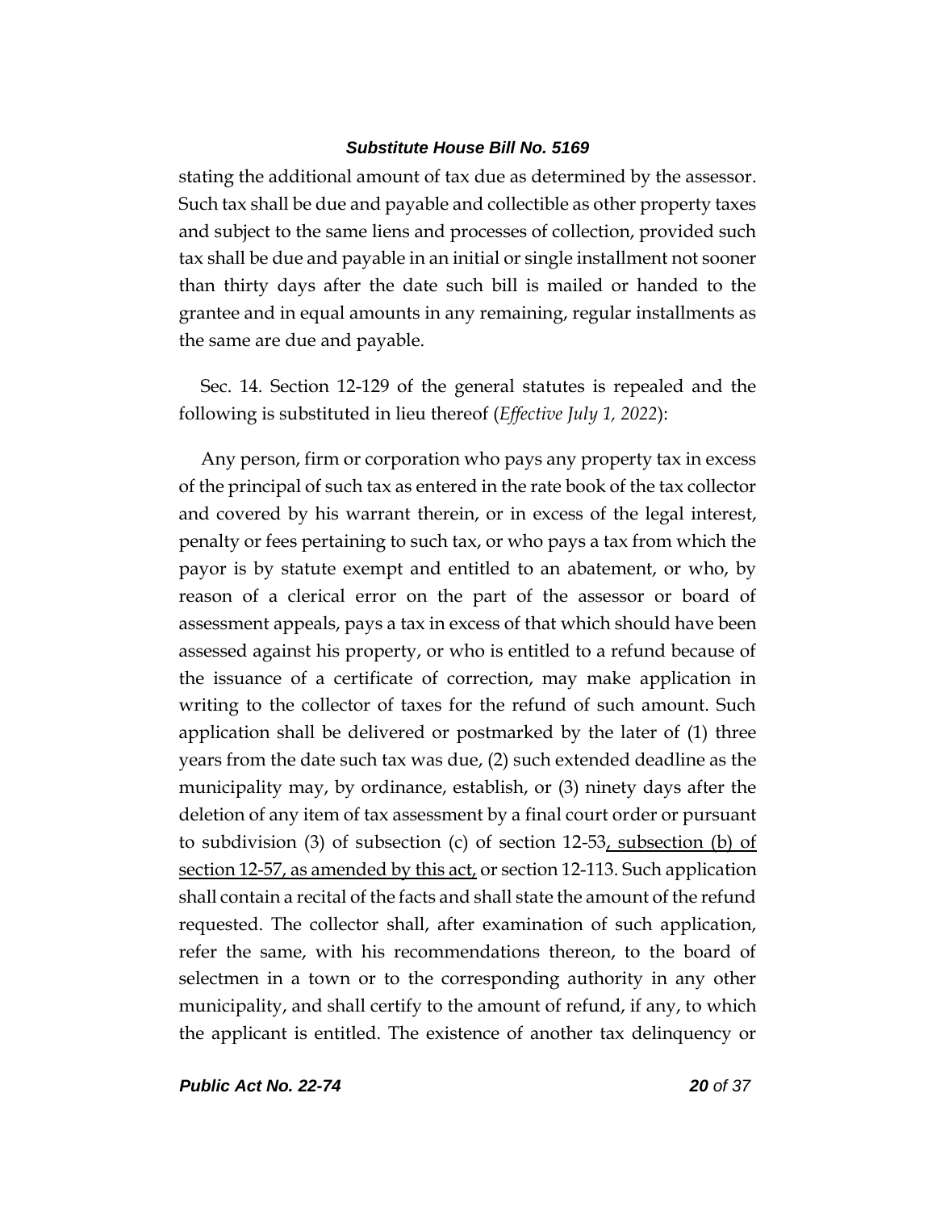stating the additional amount of tax due as determined by the assessor. Such tax shall be due and payable and collectible as other property taxes and subject to the same liens and processes of collection, provided such tax shall be due and payable in an initial or single installment not sooner than thirty days after the date such bill is mailed or handed to the grantee and in equal amounts in any remaining, regular installments as the same are due and payable.

Sec. 14. Section 12-129 of the general statutes is repealed and the following is substituted in lieu thereof (*Effective July 1, 2022*):

Any person, firm or corporation who pays any property tax in excess of the principal of such tax as entered in the rate book of the tax collector and covered by his warrant therein, or in excess of the legal interest, penalty or fees pertaining to such tax, or who pays a tax from which the payor is by statute exempt and entitled to an abatement, or who, by reason of a clerical error on the part of the assessor or board of assessment appeals, pays a tax in excess of that which should have been assessed against his property, or who is entitled to a refund because of the issuance of a certificate of correction, may make application in writing to the collector of taxes for the refund of such amount. Such application shall be delivered or postmarked by the later of (1) three years from the date such tax was due, (2) such extended deadline as the municipality may, by ordinance, establish, or (3) ninety days after the deletion of any item of tax assessment by a final court order or pursuant to subdivision (3) of subsection (c) of section 12-53, subsection (b) of section 12-57, as amended by this act, or section 12-113. Such application shall contain a recital of the facts and shall state the amount of the refund requested. The collector shall, after examination of such application, refer the same, with his recommendations thereon, to the board of selectmen in a town or to the corresponding authority in any other municipality, and shall certify to the amount of refund, if any, to which the applicant is entitled. The existence of another tax delinquency or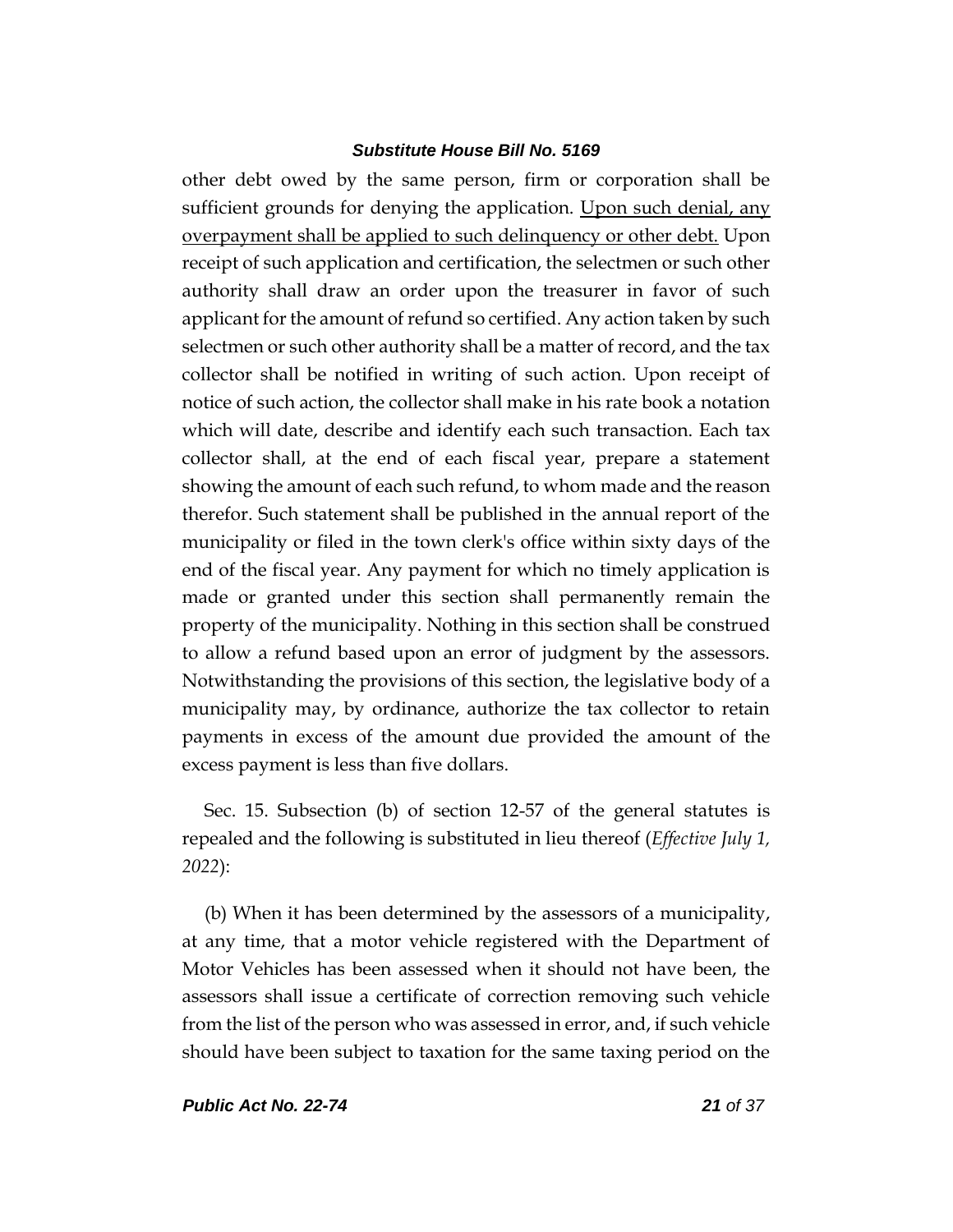other debt owed by the same person, firm or corporation shall be sufficient grounds for denying the application. Upon such denial, any overpayment shall be applied to such delinquency or other debt. Upon receipt of such application and certification, the selectmen or such other authority shall draw an order upon the treasurer in favor of such applicant for the amount of refund so certified. Any action taken by such selectmen or such other authority shall be a matter of record, and the tax collector shall be notified in writing of such action. Upon receipt of notice of such action, the collector shall make in his rate book a notation which will date, describe and identify each such transaction. Each tax collector shall, at the end of each fiscal year, prepare a statement showing the amount of each such refund, to whom made and the reason therefor. Such statement shall be published in the annual report of the municipality or filed in the town clerk's office within sixty days of the end of the fiscal year. Any payment for which no timely application is made or granted under this section shall permanently remain the property of the municipality. Nothing in this section shall be construed to allow a refund based upon an error of judgment by the assessors. Notwithstanding the provisions of this section, the legislative body of a municipality may, by ordinance, authorize the tax collector to retain payments in excess of the amount due provided the amount of the excess payment is less than five dollars.

Sec. 15. Subsection (b) of section 12-57 of the general statutes is repealed and the following is substituted in lieu thereof (*Effective July 1, 2022*):

(b) When it has been determined by the assessors of a municipality, at any time, that a motor vehicle registered with the Department of Motor Vehicles has been assessed when it should not have been, the assessors shall issue a certificate of correction removing such vehicle from the list of the person who was assessed in error, and, if such vehicle should have been subject to taxation for the same taxing period on the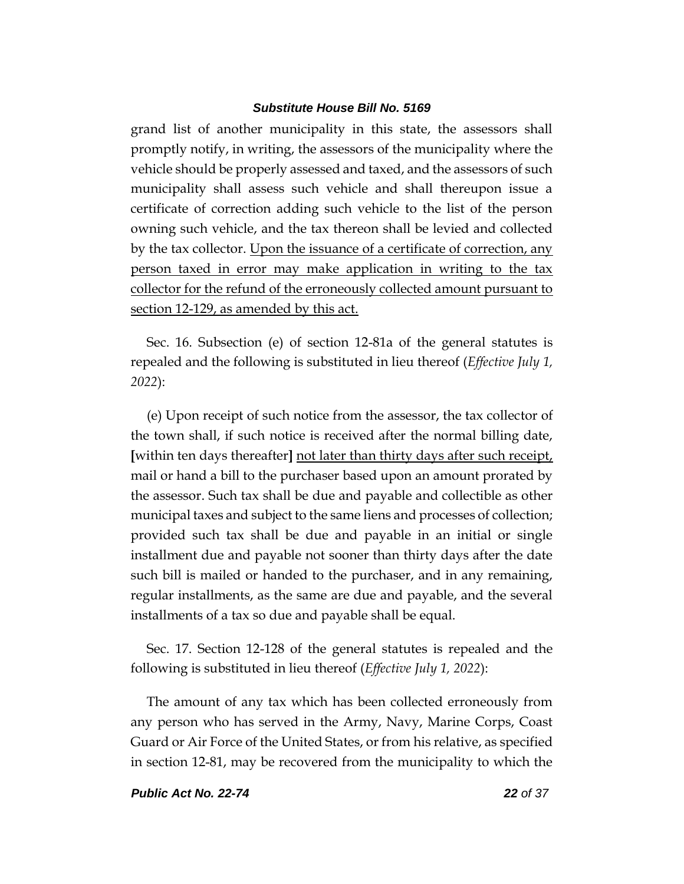grand list of another municipality in this state, the assessors shall promptly notify, in writing, the assessors of the municipality where the vehicle should be properly assessed and taxed, and the assessors of such municipality shall assess such vehicle and shall thereupon issue a certificate of correction adding such vehicle to the list of the person owning such vehicle, and the tax thereon shall be levied and collected by the tax collector. <u>Upon the issuance of a certificate of correction, any person taxed in error may make application in writing to the tax collector for the refund of the erroneously collected amount pursuant to section 12-129, as amended by this act.</u>

Sec. 16. Subsection (e) of section 12-81a of the general statutes is repealed and the following is substituted in lieu thereof (*Effective July 1, 2022*):

(e) Upon receipt of such notice from the assessor, the tax collector of the town shall, if such notice is received after the normal billing date, **[**within ten days thereafter**]** <u>not later than thirty days after such receipt,</u> mail or hand a bill to the purchaser based upon an amount prorated by the assessor. Such tax shall be due and payable and collectible as other municipal taxes and subject to the same liens and processes of collection; provided such tax shall be due and payable in an initial or single installment due and payable not sooner than thirty days after the date such bill is mailed or handed to the purchaser, and in any remaining, regular installments, as the same are due and payable, and the several installments of a tax so due and payable shall be equal.

Sec. 17. Section 12-128 of the general statutes is repealed and the following is substituted in lieu thereof (*Effective July 1, 2022*):

The amount of any tax which has been collected erroneously from any person who has served in the Army, Navy, Marine Corps, Coast Guard or Air Force of the United States, or from his relative, as specified in section 12-81, may be recovered from the municipality to which the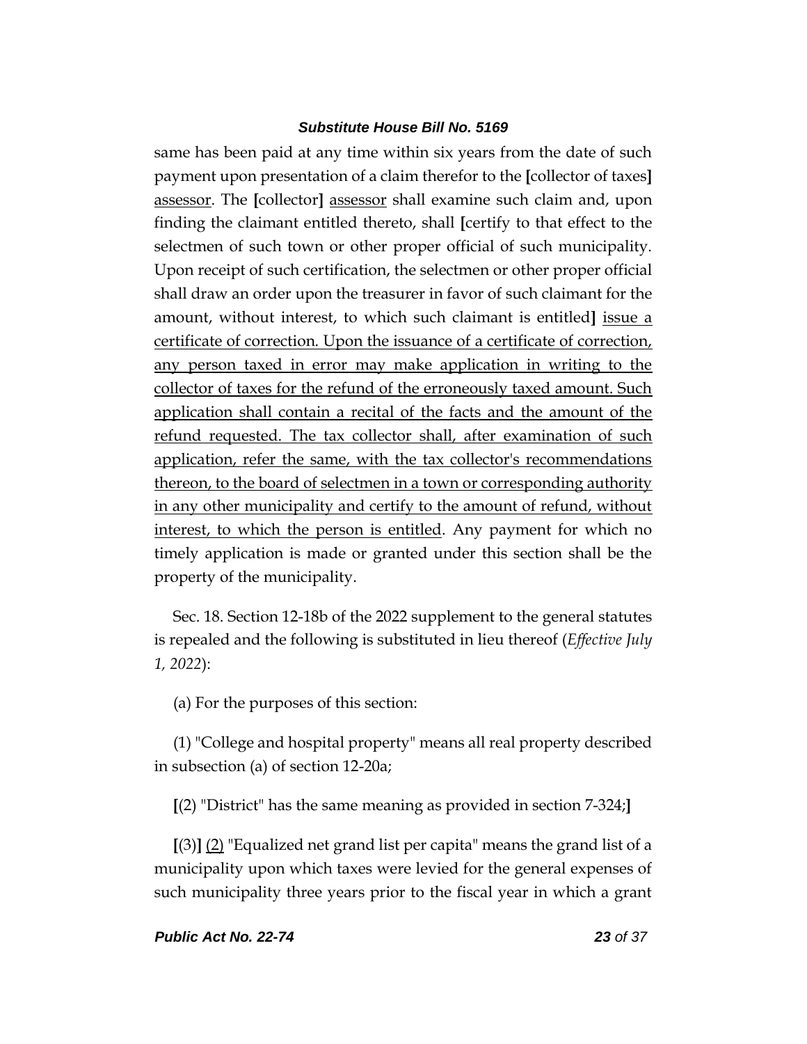same has been paid at any time within six years from the date of such payment upon presentation of a claim therefor to the **[**collector of taxes**]** assessor. The **[**collector**]** assessor shall examine such claim and, upon finding the claimant entitled thereto, shall **[**certify to that effect to the selectmen of such town or other proper official of such municipality. Upon receipt of such certification, the selectmen or other proper official shall draw an order upon the treasurer in favor of such claimant for the amount, without interest, to which such claimant is entitled**]** issue a certificate of correction. Upon the issuance of a certificate of correction, any person taxed in error may make application in writing to the collector of taxes for the refund of the erroneously taxed amount. Such application shall contain a recital of the facts and the amount of the refund requested. The tax collector shall, after examination of such application, refer the same, with the tax collector's recommendations thereon, to the board of selectmen in a town or corresponding authority in any other municipality and certify to the amount of refund, without interest, to which the person is entitled. Any payment for which no timely application is made or granted under this section shall be the property of the municipality.

Sec. 18. Section 12-18b of the 2022 supplement to the general statutes is repealed and the following is substituted in lieu thereof (*Effective July 1, 2022*):

(a) For the purposes of this section:

(1) "College and hospital property" means all real property described in subsection (a) of section 12-20a;

**[**(2) "District" has the same meaning as provided in section 7-324;**]**

**[**(3)**]** (2) "Equalized net grand list per capita" means the grand list of a municipality upon which taxes were levied for the general expenses of such municipality three years prior to the fiscal year in which a grant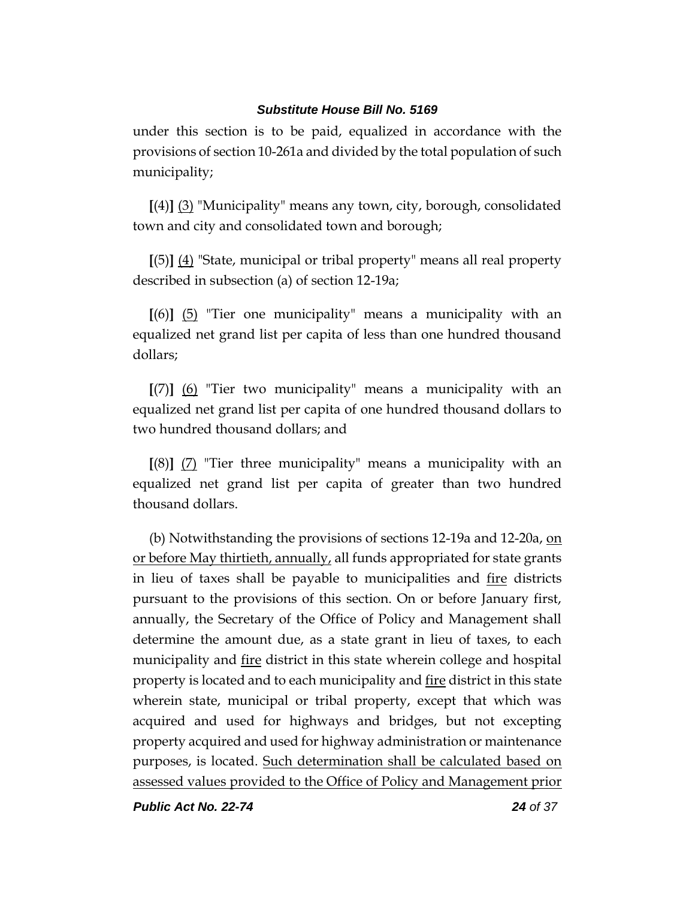under this section is to be paid, equalized in accordance with the provisions of section 10-261a and divided by the total population of such municipality;

[(4)] (3) "Municipality" means any town, city, borough, consolidated town and city and consolidated town and borough;

[(5)] (4) "State, municipal or tribal property" means all real property described in subsection (a) of section 12-19a;

[(6)] (5) "Tier one municipality" means a municipality with an equalized net grand list per capita of less than one hundred thousand dollars;

[(7)] (6) "Tier two municipality" means a municipality with an equalized net grand list per capita of one hundred thousand dollars to two hundred thousand dollars; and

[(8)] (7) "Tier three municipality" means a municipality with an equalized net grand list per capita of greater than two hundred thousand dollars.

(b) Notwithstanding the provisions of sections 12-19a and 12-20a, on or before May thirtieth, annually, all funds appropriated for state grants in lieu of taxes shall be payable to municipalities and fire districts pursuant to the provisions of this section. On or before January first, annually, the Secretary of the Office of Policy and Management shall determine the amount due, as a state grant in lieu of taxes, to each municipality and fire district in this state wherein college and hospital property is located and to each municipality and fire district in this state wherein state, municipal or tribal property, except that which was acquired and used for highways and bridges, but not excepting property acquired and used for highway administration or maintenance purposes, is located. Such determination shall be calculated based on assessed values provided to the Office of Policy and Management prior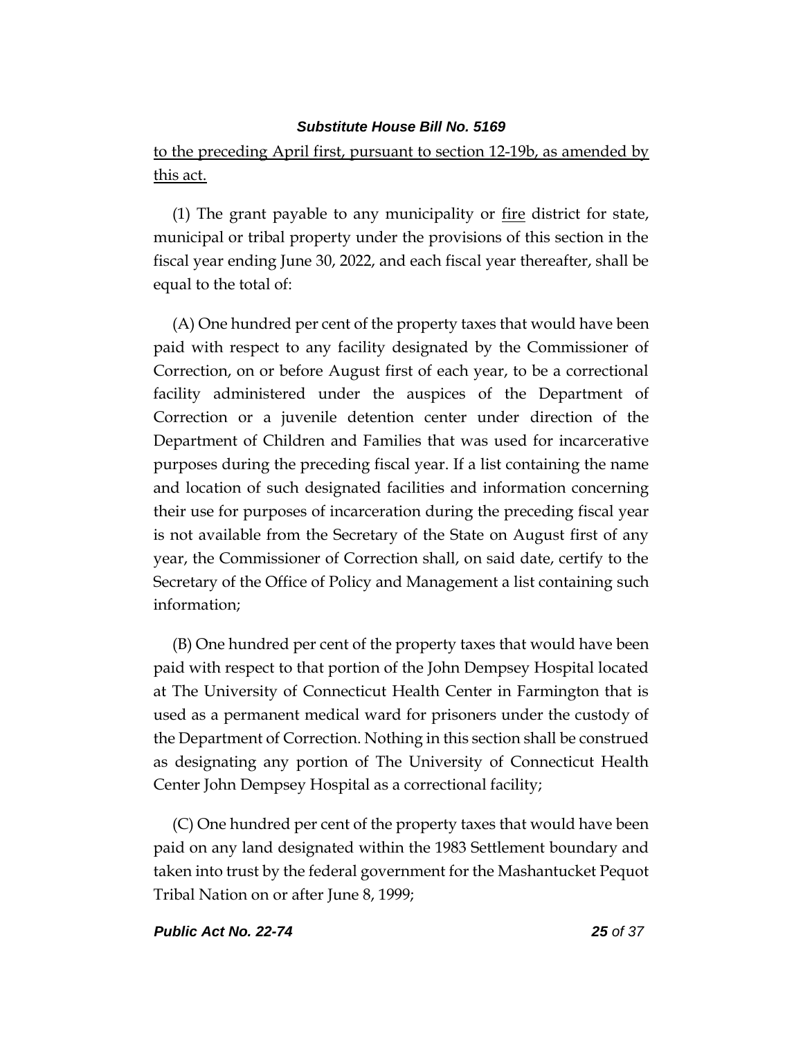to the preceding April first, pursuant to section 12-19b, as amended by this act.

(1) The grant payable to any municipality or fire district for state, municipal or tribal property under the provisions of this section in the fiscal year ending June 30, 2022, and each fiscal year thereafter, shall be equal to the total of:

(A) One hundred per cent of the property taxes that would have been paid with respect to any facility designated by the Commissioner of Correction, on or before August first of each year, to be a correctional facility administered under the auspices of the Department of Correction or a juvenile detention center under direction of the Department of Children and Families that was used for incarcerative purposes during the preceding fiscal year. If a list containing the name and location of such designated facilities and information concerning their use for purposes of incarceration during the preceding fiscal year is not available from the Secretary of the State on August first of any year, the Commissioner of Correction shall, on said date, certify to the Secretary of the Office of Policy and Management a list containing such information;

(B) One hundred per cent of the property taxes that would have been paid with respect to that portion of the John Dempsey Hospital located at The University of Connecticut Health Center in Farmington that is used as a permanent medical ward for prisoners under the custody of the Department of Correction. Nothing in this section shall be construed as designating any portion of The University of Connecticut Health Center John Dempsey Hospital as a correctional facility;

(C) One hundred per cent of the property taxes that would have been paid on any land designated within the 1983 Settlement boundary and taken into trust by the federal government for the Mashantucket Pequot Tribal Nation on or after June 8, 1999;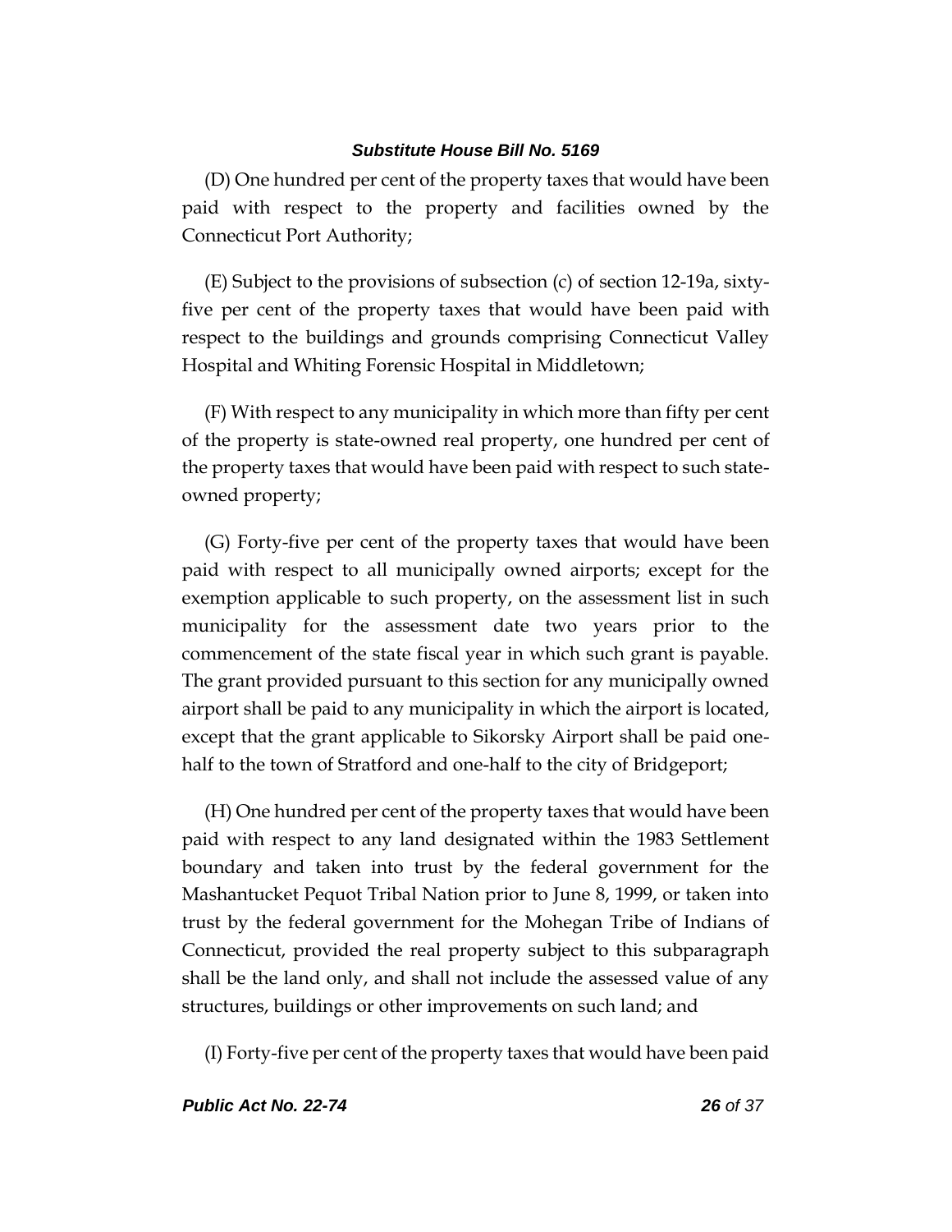(D) One hundred per cent of the property taxes that would have been paid with respect to the property and facilities owned by the Connecticut Port Authority;

(E) Subject to the provisions of subsection (c) of section 12-19a, sixty-five per cent of the property taxes that would have been paid with respect to the buildings and grounds comprising Connecticut Valley Hospital and Whiting Forensic Hospital in Middletown;

(F) With respect to any municipality in which more than fifty per cent of the property is state-owned real property, one hundred per cent of the property taxes that would have been paid with respect to such state-owned property;

(G) Forty-five per cent of the property taxes that would have been paid with respect to all municipally owned airports; except for the exemption applicable to such property, on the assessment list in such municipality for the assessment date two years prior to the commencement of the state fiscal year in which such grant is payable. The grant provided pursuant to this section for any municipally owned airport shall be paid to any municipality in which the airport is located, except that the grant applicable to Sikorsky Airport shall be paid one-half to the town of Stratford and one-half to the city of Bridgeport;

(H) One hundred per cent of the property taxes that would have been paid with respect to any land designated within the 1983 Settlement boundary and taken into trust by the federal government for the Mashantucket Pequot Tribal Nation prior to June 8, 1999, or taken into trust by the federal government for the Mohegan Tribe of Indians of Connecticut, provided the real property subject to this subparagraph shall be the land only, and shall not include the assessed value of any structures, buildings or other improvements on such land; and

(I) Forty-five per cent of the property taxes that would have been paid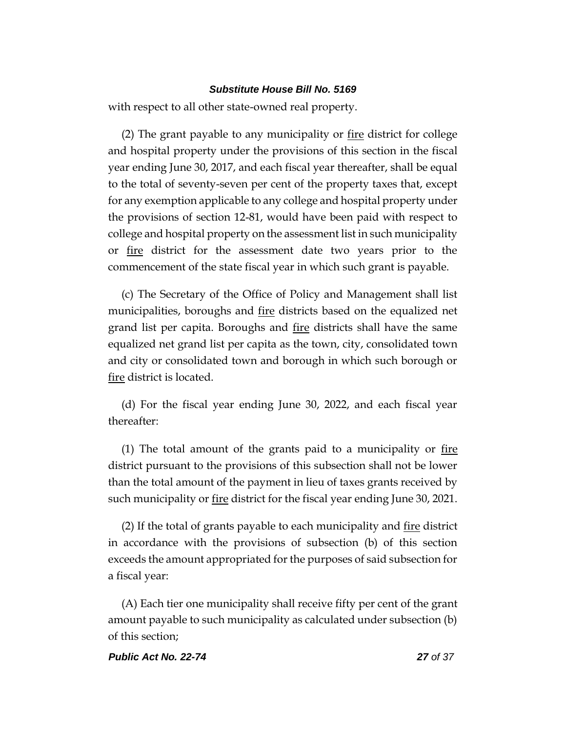with respect to all other state-owned real property.

(2) The grant payable to any municipality or <u>fire</u> district for college and hospital property under the provisions of this section in the fiscal year ending June 30, 2017, and each fiscal year thereafter, shall be equal to the total of seventy-seven per cent of the property taxes that, except for any exemption applicable to any college and hospital property under the provisions of section 12-81, would have been paid with respect to college and hospital property on the assessment list in such municipality or <u>fire</u> district for the assessment date two years prior to the commencement of the state fiscal year in which such grant is payable.

(c) The Secretary of the Office of Policy and Management shall list municipalities, boroughs and <u>fire</u> districts based on the equalized net grand list per capita. Boroughs and <u>fire</u> districts shall have the same equalized net grand list per capita as the town, city, consolidated town and city or consolidated town and borough in which such borough or <u>fire</u> district is located.

(d) For the fiscal year ending June 30, 2022, and each fiscal year thereafter:

(1) The total amount of the grants paid to a municipality or <u>fire</u> district pursuant to the provisions of this subsection shall not be lower than the total amount of the payment in lieu of taxes grants received by such municipality or <u>fire</u> district for the fiscal year ending June 30, 2021.

(2) If the total of grants payable to each municipality and <u>fire</u> district in accordance with the provisions of subsection (b) of this section exceeds the amount appropriated for the purposes of said subsection for a fiscal year:

(A) Each tier one municipality shall receive fifty per cent of the grant amount payable to such municipality as calculated under subsection (b) of this section;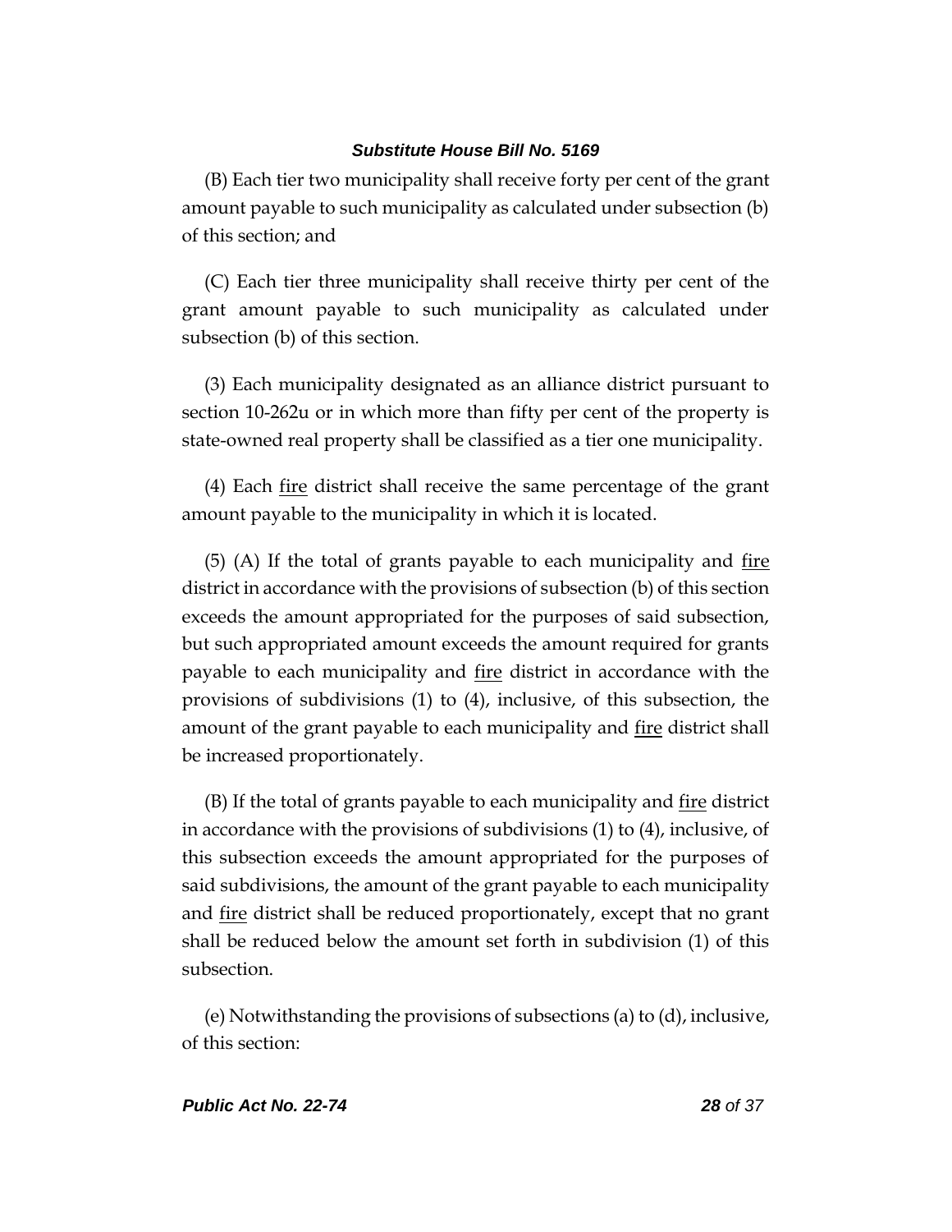(B) Each tier two municipality shall receive forty per cent of the grant amount payable to such municipality as calculated under subsection (b) of this section; and

(C) Each tier three municipality shall receive thirty per cent of the grant amount payable to such municipality as calculated under subsection (b) of this section.

(3) Each municipality designated as an alliance district pursuant to section 10-262u or in which more than fifty per cent of the property is state-owned real property shall be classified as a tier one municipality.

(4) Each <u>fire</u> district shall receive the same percentage of the grant amount payable to the municipality in which it is located.

(5) (A) If the total of grants payable to each municipality and <u>fire</u> district in accordance with the provisions of subsection (b) of this section exceeds the amount appropriated for the purposes of said subsection, but such appropriated amount exceeds the amount required for grants payable to each municipality and <u>fire</u> district in accordance with the provisions of subdivisions (1) to (4), inclusive, of this subsection, the amount of the grant payable to each municipality and <u>fire</u> district shall be increased proportionately.

(B) If the total of grants payable to each municipality and <u>fire</u> district in accordance with the provisions of subdivisions (1) to (4), inclusive, of this subsection exceeds the amount appropriated for the purposes of said subdivisions, the amount of the grant payable to each municipality and <u>fire</u> district shall be reduced proportionately, except that no grant shall be reduced below the amount set forth in subdivision (1) of this subsection.

(e) Notwithstanding the provisions of subsections (a) to (d), inclusive, of this section: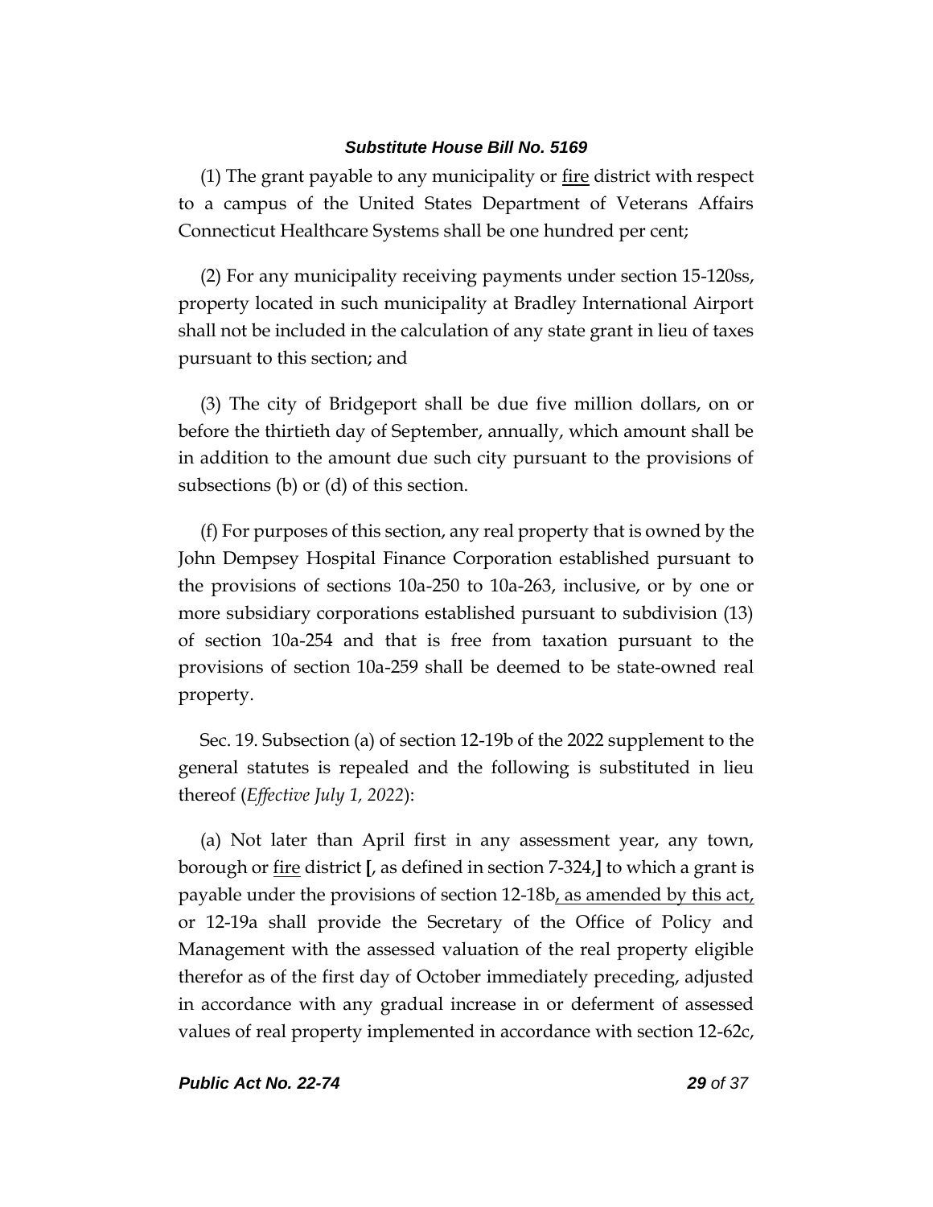(1) The grant payable to any municipality or <u>fire</u> district with respect to a campus of the United States Department of Veterans Affairs Connecticut Healthcare Systems shall be one hundred per cent;

(2) For any municipality receiving payments under section 15-120ss, property located in such municipality at Bradley International Airport shall not be included in the calculation of any state grant in lieu of taxes pursuant to this section; and

(3) The city of Bridgeport shall be due five million dollars, on or before the thirtieth day of September, annually, which amount shall be in addition to the amount due such city pursuant to the provisions of subsections (b) or (d) of this section.

(f) For purposes of this section, any real property that is owned by the John Dempsey Hospital Finance Corporation established pursuant to the provisions of sections 10a-250 to 10a-263, inclusive, or by one or more subsidiary corporations established pursuant to subdivision (13) of section 10a-254 and that is free from taxation pursuant to the provisions of section 10a-259 shall be deemed to be state-owned real property.

Sec. 19. Subsection (a) of section 12-19b of the 2022 supplement to the general statutes is repealed and the following is substituted in lieu thereof (*Effective July 1, 2022*):

(a) Not later than April first in any assessment year, any town, borough or <u>fire</u> district **[**, as defined in section 7-324,**]** to which a grant is payable under the provisions of section 12-18b<u>, as amended by this act,</u> or 12-19a shall provide the Secretary of the Office of Policy and Management with the assessed valuation of the real property eligible therefor as of the first day of October immediately preceding, adjusted in accordance with any gradual increase in or deferment of assessed values of real property implemented in accordance with section 12-62c,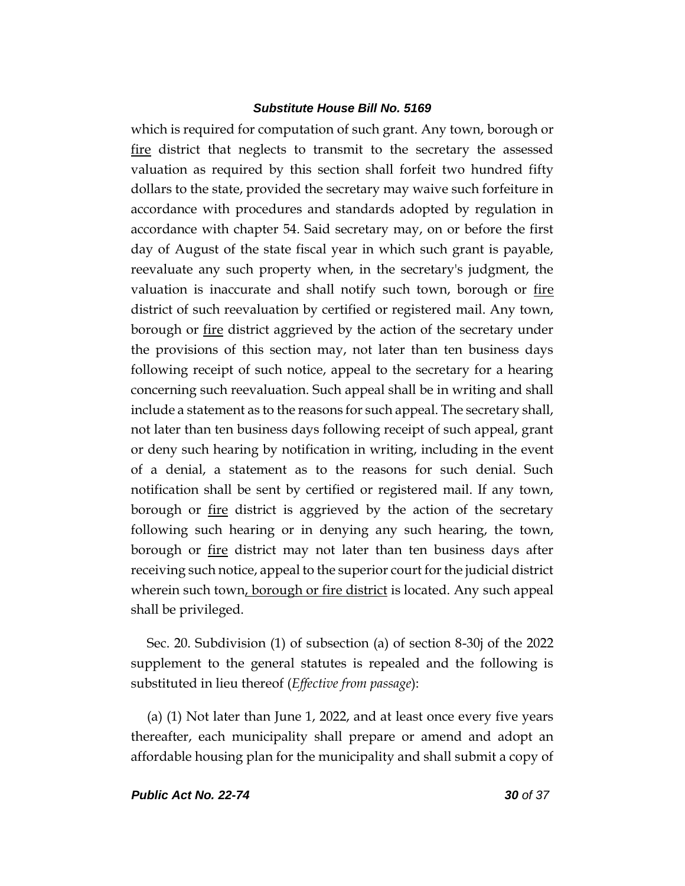which is required for computation of such grant. Any town, borough or <u>fire</u> district that neglects to transmit to the secretary the assessed valuation as required by this section shall forfeit two hundred fifty dollars to the state, provided the secretary may waive such forfeiture in accordance with procedures and standards adopted by regulation in accordance with chapter 54. Said secretary may, on or before the first day of August of the state fiscal year in which such grant is payable, reevaluate any such property when, in the secretary's judgment, the valuation is inaccurate and shall notify such town, borough or <u>fire</u> district of such reevaluation by certified or registered mail. Any town, borough or <u>fire</u> district aggrieved by the action of the secretary under the provisions of this section may, not later than ten business days following receipt of such notice, appeal to the secretary for a hearing concerning such reevaluation. Such appeal shall be in writing and shall include a statement as to the reasons for such appeal. The secretary shall, not later than ten business days following receipt of such appeal, grant or deny such hearing by notification in writing, including in the event of a denial, a statement as to the reasons for such denial. Such notification shall be sent by certified or registered mail. If any town, borough or <u>fire</u> district is aggrieved by the action of the secretary following such hearing or in denying any such hearing, the town, borough or <u>fire</u> district may not later than ten business days after receiving such notice, appeal to the superior court for the judicial district wherein such town<u>, borough or fire district</u> is located. Any such appeal shall be privileged.

Sec. 20. Subdivision (1) of subsection (a) of section 8-30j of the 2022 supplement to the general statutes is repealed and the following is substituted in lieu thereof (*Effective from passage*):

(a) (1) Not later than June 1, 2022, and at least once every five years thereafter, each municipality shall prepare or amend and adopt an affordable housing plan for the municipality and shall submit a copy of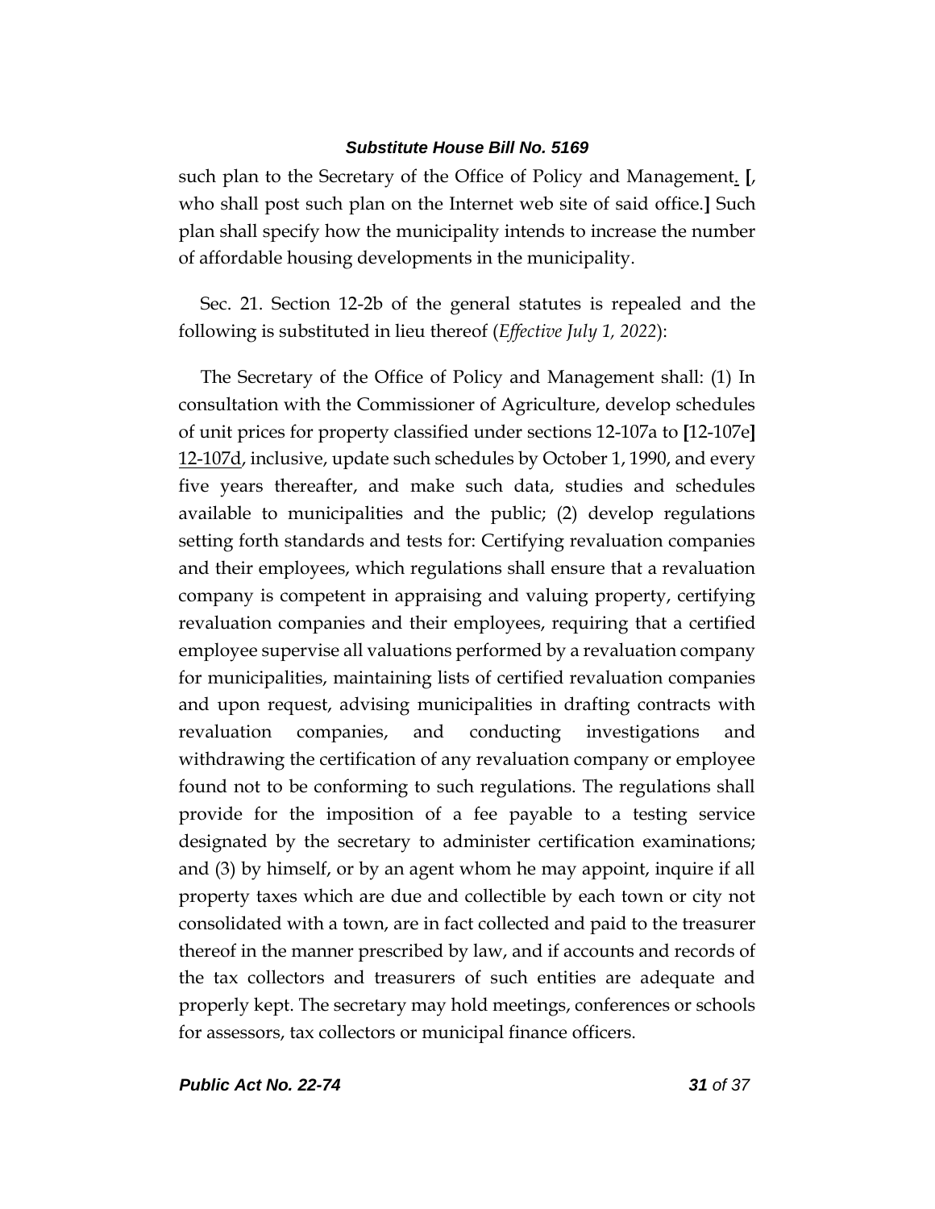such plan to the Secretary of the Office of Policy and Management<u>.</u> [, who shall post such plan on the Internet web site of said office.] Such plan shall specify how the municipality intends to increase the number of affordable housing developments in the municipality.

Sec. 21. Section 12-2b of the general statutes is repealed and the following is substituted in lieu thereof (*Effective July 1, 2022*):

The Secretary of the Office of Policy and Management shall: (1) In consultation with the Commissioner of Agriculture, develop schedules of unit prices for property classified under sections 12-107a to [12-107e] <u>12-107d</u>, inclusive, update such schedules by October 1, 1990, and every five years thereafter, and make such data, studies and schedules available to municipalities and the public; (2) develop regulations setting forth standards and tests for: Certifying revaluation companies and their employees, which regulations shall ensure that a revaluation company is competent in appraising and valuing property, certifying revaluation companies and their employees, requiring that a certified employee supervise all valuations performed by a revaluation company for municipalities, maintaining lists of certified revaluation companies and upon request, advising municipalities in drafting contracts with revaluation companies, and conducting investigations and withdrawing the certification of any revaluation company or employee found not to be conforming to such regulations. The regulations shall provide for the imposition of a fee payable to a testing service designated by the secretary to administer certification examinations; and (3) by himself, or by an agent whom he may appoint, inquire if all property taxes which are due and collectible by each town or city not consolidated with a town, are in fact collected and paid to the treasurer thereof in the manner prescribed by law, and if accounts and records of the tax collectors and treasurers of such entities are adequate and properly kept. The secretary may hold meetings, conferences or schools for assessors, tax collectors or municipal finance officers.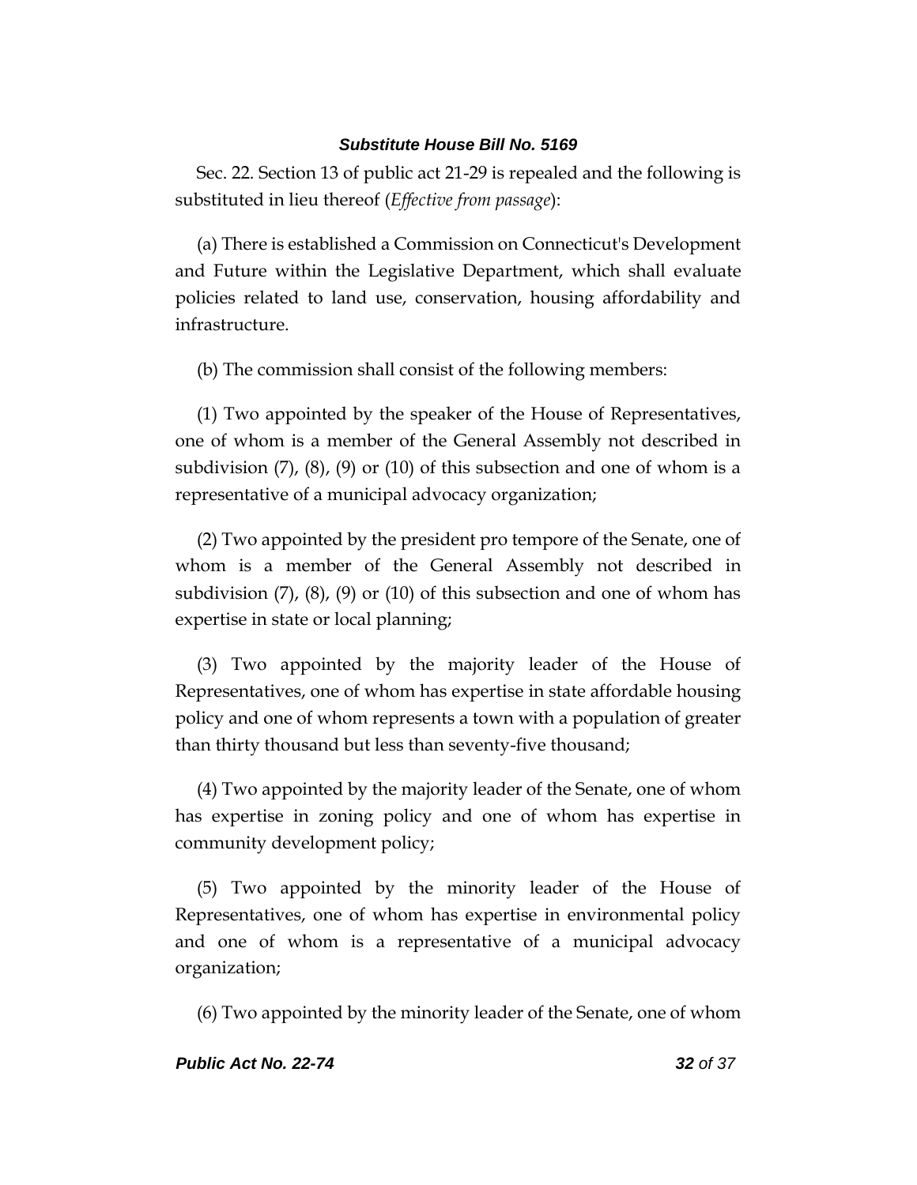Sec. 22. Section 13 of public act 21-29 is repealed and the following is substituted in lieu thereof (*Effective from passage*):

(a) There is established a Commission on Connecticut's Development and Future within the Legislative Department, which shall evaluate policies related to land use, conservation, housing affordability and infrastructure.

(b) The commission shall consist of the following members:

(1) Two appointed by the speaker of the House of Representatives, one of whom is a member of the General Assembly not described in subdivision (7), (8), (9) or (10) of this subsection and one of whom is a representative of a municipal advocacy organization;

(2) Two appointed by the president pro tempore of the Senate, one of whom is a member of the General Assembly not described in subdivision (7), (8), (9) or (10) of this subsection and one of whom has expertise in state or local planning;

(3) Two appointed by the majority leader of the House of Representatives, one of whom has expertise in state affordable housing policy and one of whom represents a town with a population of greater than thirty thousand but less than seventy-five thousand;

(4) Two appointed by the majority leader of the Senate, one of whom has expertise in zoning policy and one of whom has expertise in community development policy;

(5) Two appointed by the minority leader of the House of Representatives, one of whom has expertise in environmental policy and one of whom is a representative of a municipal advocacy organization;

(6) Two appointed by the minority leader of the Senate, one of whom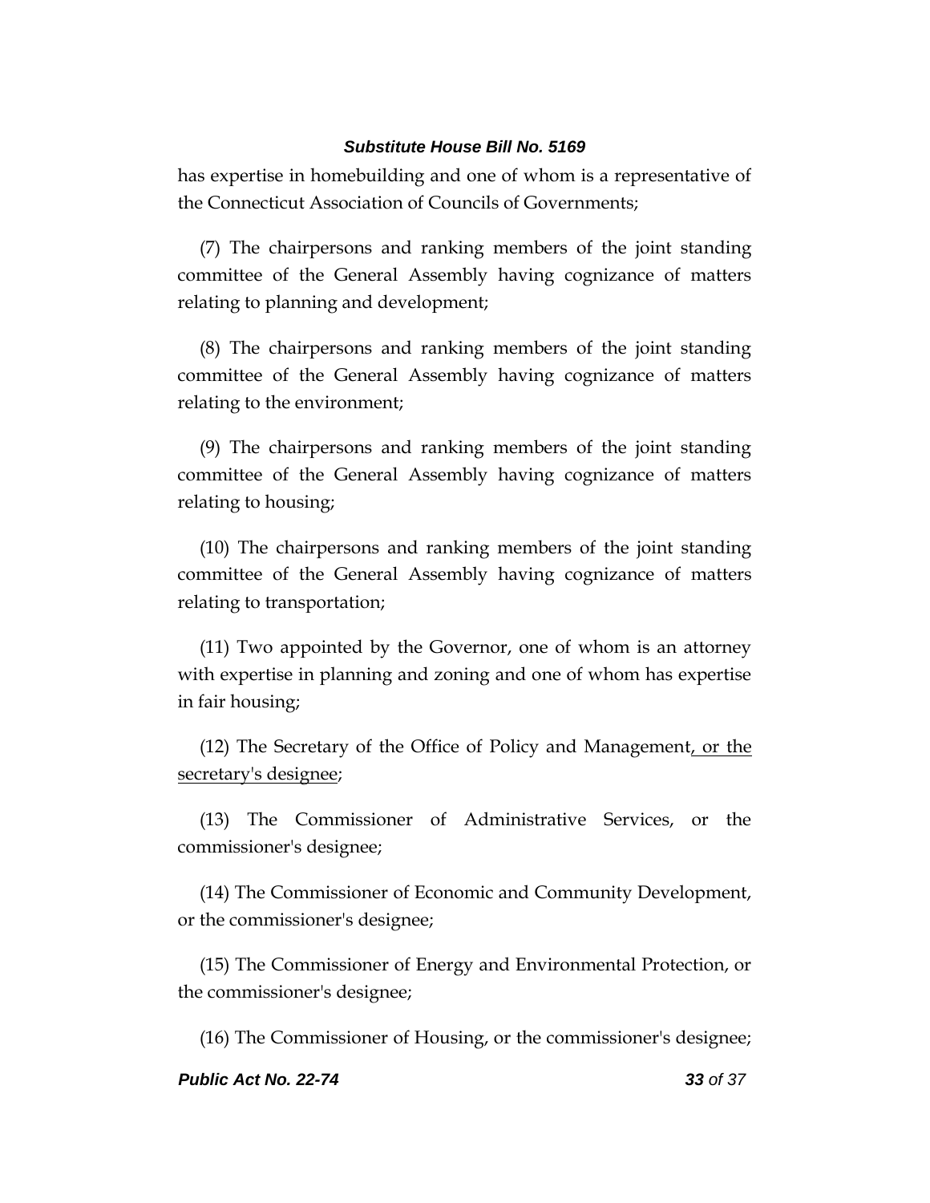has expertise in homebuilding and one of whom is a representative of the Connecticut Association of Councils of Governments;

(7) The chairpersons and ranking members of the joint standing committee of the General Assembly having cognizance of matters relating to planning and development;

(8) The chairpersons and ranking members of the joint standing committee of the General Assembly having cognizance of matters relating to the environment;

(9) The chairpersons and ranking members of the joint standing committee of the General Assembly having cognizance of matters relating to housing;

(10) The chairpersons and ranking members of the joint standing committee of the General Assembly having cognizance of matters relating to transportation;

(11) Two appointed by the Governor, one of whom is an attorney with expertise in planning and zoning and one of whom has expertise in fair housing;

(12) The Secretary of the Office of Policy and Management<u>, or the secretary's designee</u>;

(13) The Commissioner of Administrative Services, or the commissioner's designee;

(14) The Commissioner of Economic and Community Development, or the commissioner's designee;

(15) The Commissioner of Energy and Environmental Protection, or the commissioner's designee;

(16) The Commissioner of Housing, or the commissioner's designee;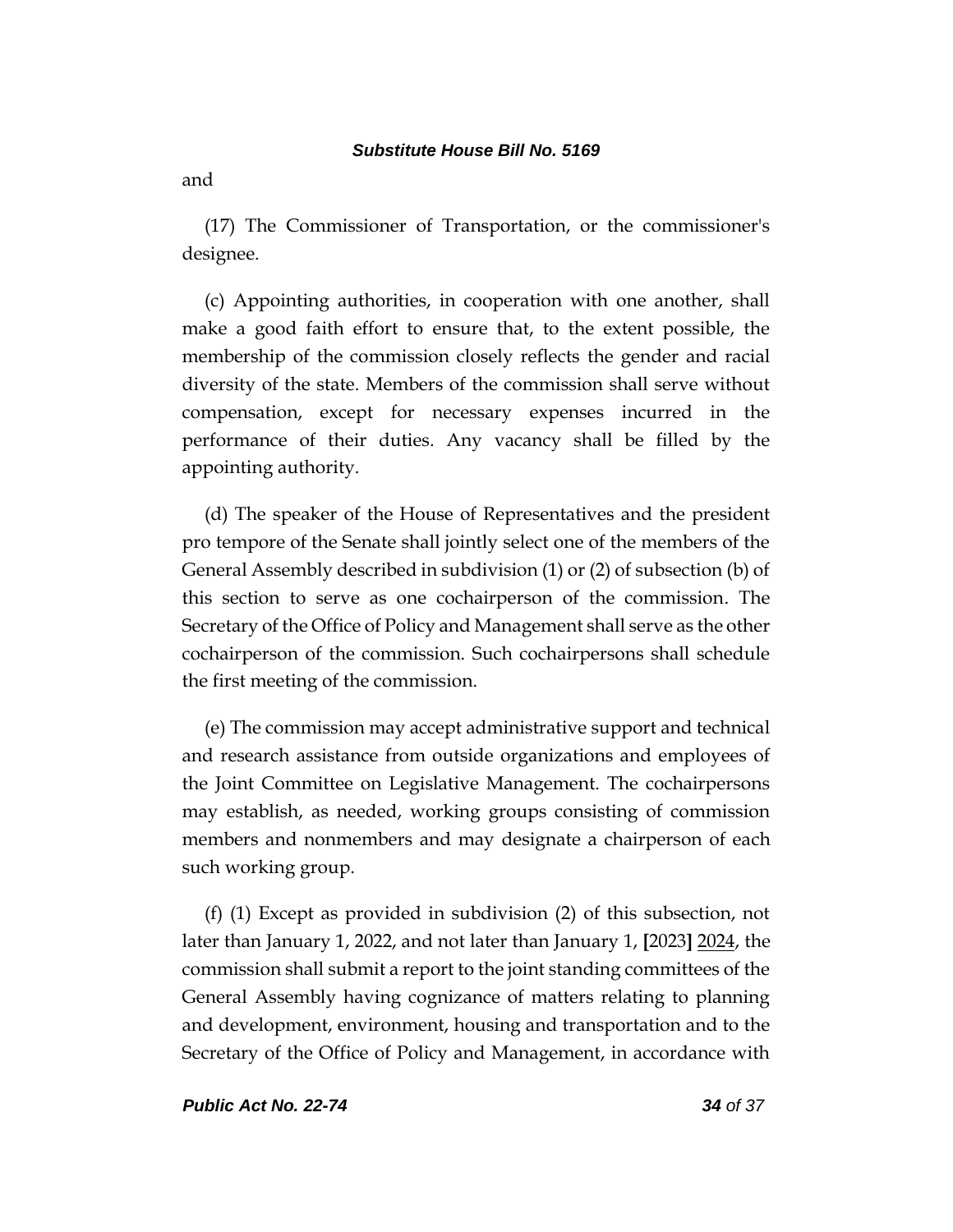and

(17) The Commissioner of Transportation, or the commissioner's designee.

(c) Appointing authorities, in cooperation with one another, shall make a good faith effort to ensure that, to the extent possible, the membership of the commission closely reflects the gender and racial diversity of the state. Members of the commission shall serve without compensation, except for necessary expenses incurred in the performance of their duties. Any vacancy shall be filled by the appointing authority.

(d) The speaker of the House of Representatives and the president pro tempore of the Senate shall jointly select one of the members of the General Assembly described in subdivision (1) or (2) of subsection (b) of this section to serve as one cochairperson of the commission. The Secretary of the Office of Policy and Management shall serve as the other cochairperson of the commission. Such cochairpersons shall schedule the first meeting of the commission.

(e) The commission may accept administrative support and technical and research assistance from outside organizations and employees of the Joint Committee on Legislative Management. The cochairpersons may establish, as needed, working groups consisting of commission members and nonmembers and may designate a chairperson of each such working group.

(f) (1) Except as provided in subdivision (2) of this subsection, not later than January 1, 2022, and not later than January 1, **[**2023**]** <u>2024</u>, the commission shall submit a report to the joint standing committees of the General Assembly having cognizance of matters relating to planning and development, environment, housing and transportation and to the Secretary of the Office of Policy and Management, in accordance with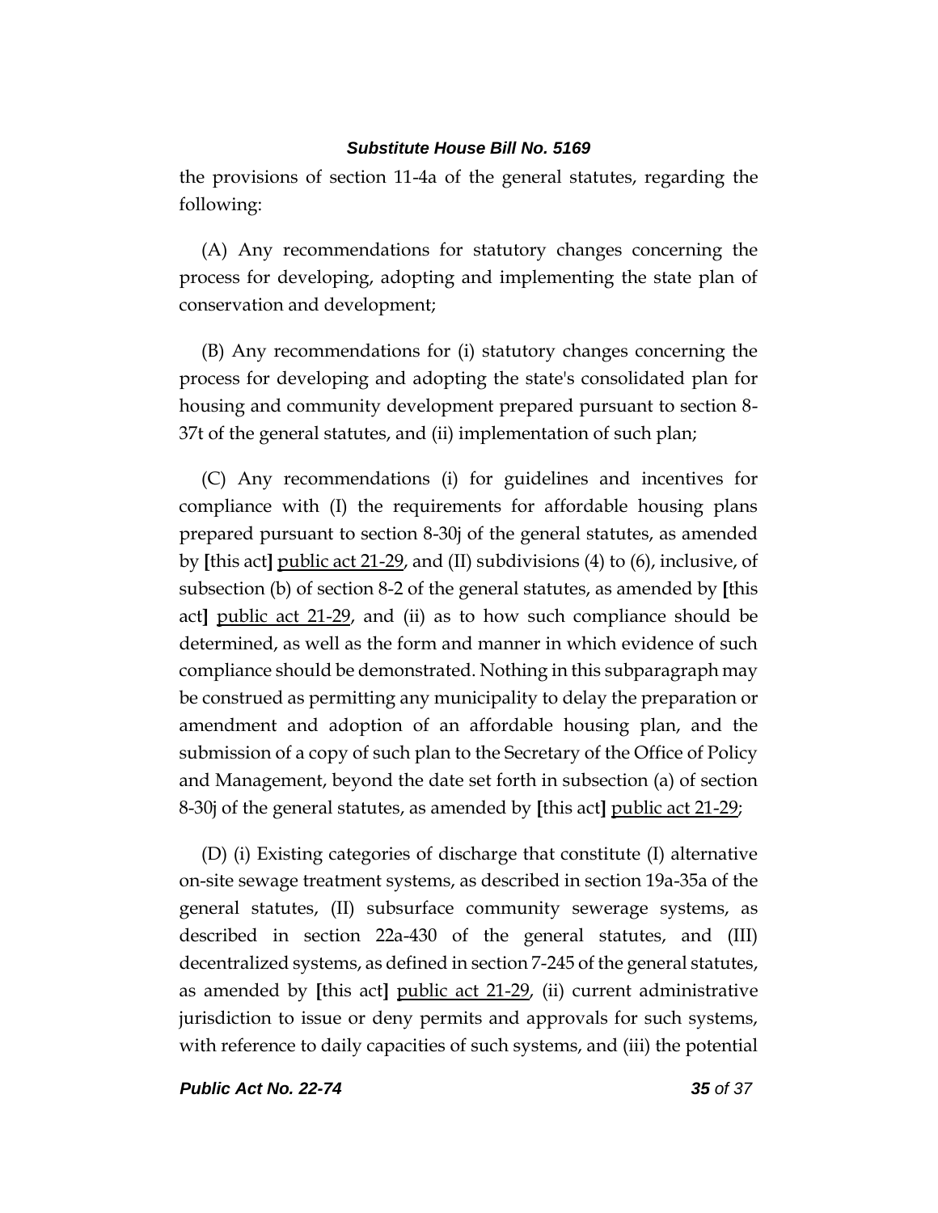the provisions of section 11-4a of the general statutes, regarding the following:

(A) Any recommendations for statutory changes concerning the process for developing, adopting and implementing the state plan of conservation and development;

(B) Any recommendations for (i) statutory changes concerning the process for developing and adopting the state's consolidated plan for housing and community development prepared pursuant to section 8-37t of the general statutes, and (ii) implementation of such plan;

(C) Any recommendations (i) for guidelines and incentives for compliance with (I) the requirements for affordable housing plans prepared pursuant to section 8-30j of the general statutes, as amended by **[**this act**]** public act 21-29, and (II) subdivisions (4) to (6), inclusive, of subsection (b) of section 8-2 of the general statutes, as amended by **[**this act**]** public act 21-29, and (ii) as to how such compliance should be determined, as well as the form and manner in which evidence of such compliance should be demonstrated. Nothing in this subparagraph may be construed as permitting any municipality to delay the preparation or amendment and adoption of an affordable housing plan, and the submission of a copy of such plan to the Secretary of the Office of Policy and Management, beyond the date set forth in subsection (a) of section 8-30j of the general statutes, as amended by **[**this act**]** public act 21-29;

(D) (i) Existing categories of discharge that constitute (I) alternative on-site sewage treatment systems, as described in section 19a-35a of the general statutes, (II) subsurface community sewerage systems, as described in section 22a-430 of the general statutes, and (III) decentralized systems, as defined in section 7-245 of the general statutes, as amended by **[**this act**]** public act 21-29, (ii) current administrative jurisdiction to issue or deny permits and approvals for such systems, with reference to daily capacities of such systems, and (iii) the potential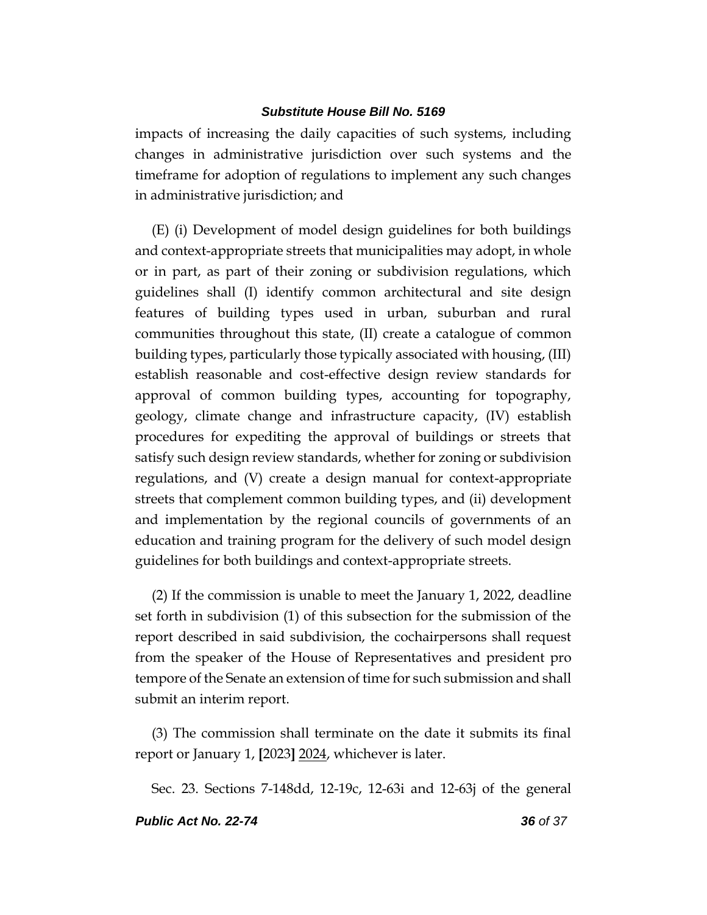impacts of increasing the daily capacities of such systems, including changes in administrative jurisdiction over such systems and the timeframe for adoption of regulations to implement any such changes in administrative jurisdiction; and

(E) (i) Development of model design guidelines for both buildings and context-appropriate streets that municipalities may adopt, in whole or in part, as part of their zoning or subdivision regulations, which guidelines shall (I) identify common architectural and site design features of building types used in urban, suburban and rural communities throughout this state, (II) create a catalogue of common building types, particularly those typically associated with housing, (III) establish reasonable and cost-effective design review standards for approval of common building types, accounting for topography, geology, climate change and infrastructure capacity, (IV) establish procedures for expediting the approval of buildings or streets that satisfy such design review standards, whether for zoning or subdivision regulations, and (V) create a design manual for context-appropriate streets that complement common building types, and (ii) development and implementation by the regional councils of governments of an education and training program for the delivery of such model design guidelines for both buildings and context-appropriate streets.

(2) If the commission is unable to meet the January 1, 2022, deadline set forth in subdivision (1) of this subsection for the submission of the report described in said subdivision, the cochairpersons shall request from the speaker of the House of Representatives and president pro tempore of the Senate an extension of time for such submission and shall submit an interim report.

(3) The commission shall terminate on the date it submits its final report or January 1, **[**2023**]** <u>2024</u>, whichever is later.

Sec. 23. Sections 7-148dd, 12-19c, 12-63i and 12-63j of the general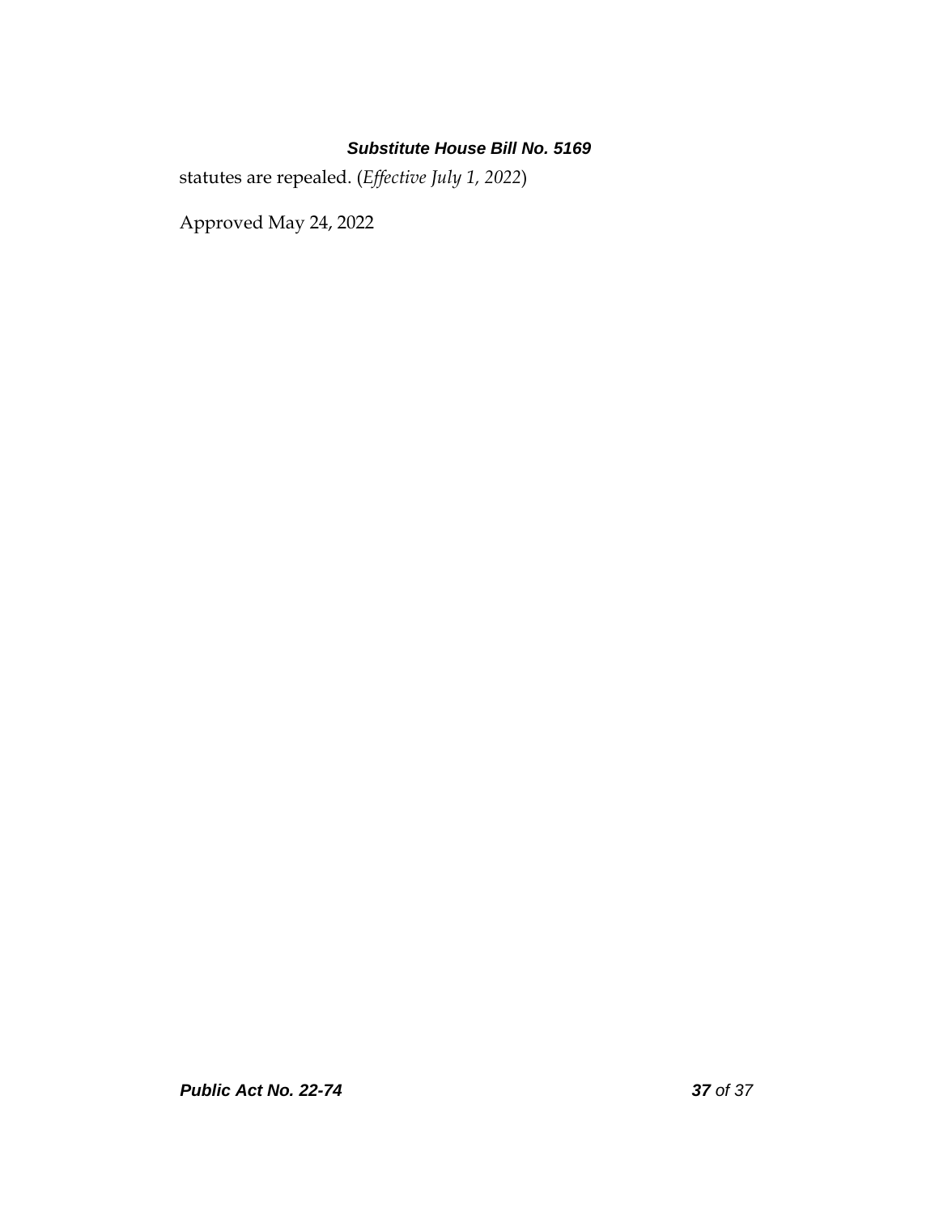statutes are repealed. (*Effective July 1, 2022*)

Approved May 24, 2022